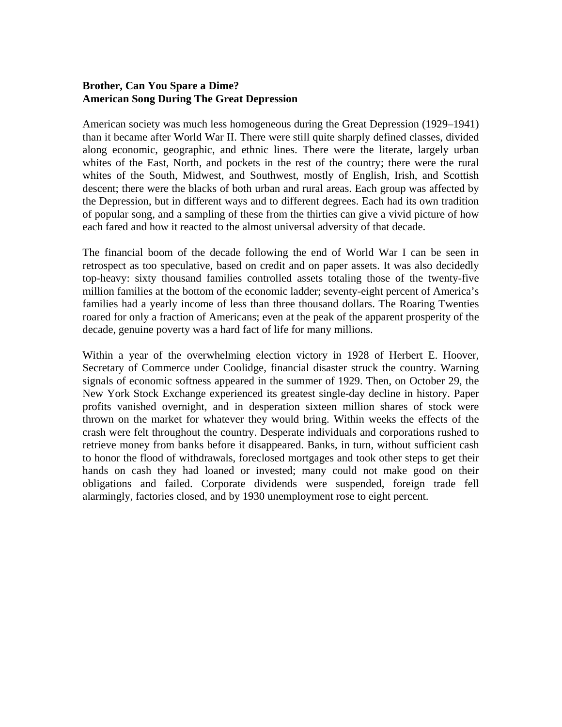**Brother, Can You Spare a Dime?**
**American Song During The Great Depression**

American society was much less homogeneous during the Great Depression (1929–1941) than it became after World War II. There were still quite sharply defined classes, divided along economic, geographic, and ethnic lines. There were the literate, largely urban whites of the East, North, and pockets in the rest of the country; there were the rural whites of the South, Midwest, and Southwest, mostly of English, Irish, and Scottish descent; there were the blacks of both urban and rural areas. Each group was affected by the Depression, but in different ways and to different degrees. Each had its own tradition of popular song, and a sampling of these from the thirties can give a vivid picture of how each fared and how it reacted to the almost universal adversity of that decade.

The financial boom of the decade following the end of World War I can be seen in retrospect as too speculative, based on credit and on paper assets. It was also decidedly top-heavy: sixty thousand families controlled assets totaling those of the twenty-five million families at the bottom of the economic ladder; seventy-eight percent of America's families had a yearly income of less than three thousand dollars. The Roaring Twenties roared for only a fraction of Americans; even at the peak of the apparent prosperity of the decade, genuine poverty was a hard fact of life for many millions.

Within a year of the overwhelming election victory in 1928 of Herbert E. Hoover, Secretary of Commerce under Coolidge, financial disaster struck the country. Warning signals of economic softness appeared in the summer of 1929. Then, on October 29, the New York Stock Exchange experienced its greatest single-day decline in history. Paper profits vanished overnight, and in desperation sixteen million shares of stock were thrown on the market for whatever they would bring. Within weeks the effects of the crash were felt throughout the country. Desperate individuals and corporations rushed to retrieve money from banks before it disappeared. Banks, in turn, without sufficient cash to honor the flood of withdrawals, foreclosed mortgages and took other steps to get their hands on cash they had loaned or invested; many could not make good on their obligations and failed. Corporate dividends were suspended, foreign trade fell alarmingly, factories closed, and by 1930 unemployment rose to eight percent.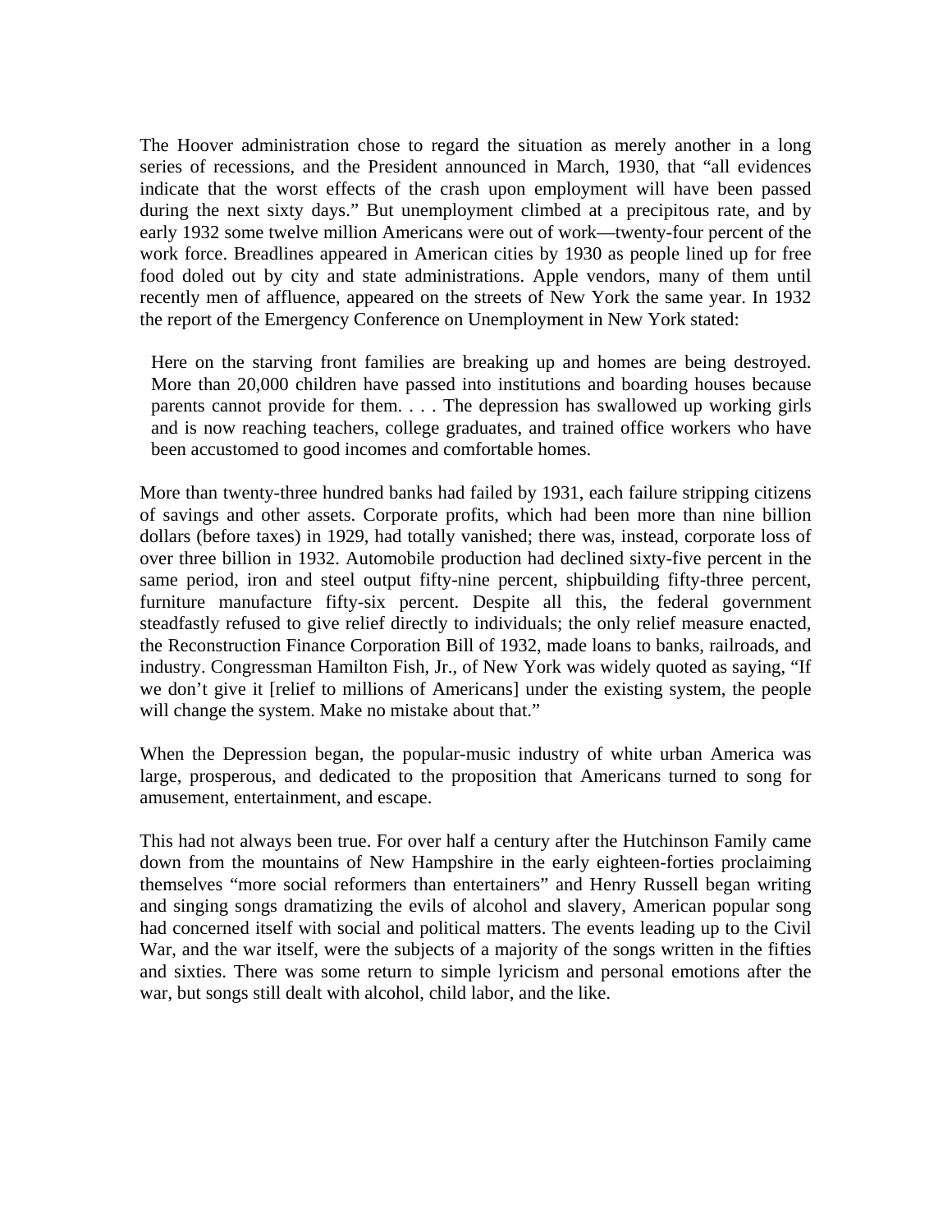The Hoover administration chose to regard the situation as merely another in a long series of recessions, and the President announced in March, 1930, that "all evidences indicate that the worst effects of the crash upon employment will have been passed during the next sixty days." But unemployment climbed at a precipitous rate, and by early 1932 some twelve million Americans were out of work—twenty-four percent of the work force. Breadlines appeared in American cities by 1930 as people lined up for free food doled out by city and state administrations. Apple vendors, many of them until recently men of affluence, appeared on the streets of New York the same year. In 1932 the report of the Emergency Conference on Unemployment in New York stated:

> Here on the starving front families are breaking up and homes are being destroyed. More than 20,000 children have passed into institutions and boarding houses because parents cannot provide for them. . . . The depression has swallowed up working girls and is now reaching teachers, college graduates, and trained office workers who have been accustomed to good incomes and comfortable homes.

More than twenty-three hundred banks had failed by 1931, each failure stripping citizens of savings and other assets. Corporate profits, which had been more than nine billion dollars (before taxes) in 1929, had totally vanished; there was, instead, corporate loss of over three billion in 1932. Automobile production had declined sixty-five percent in the same period, iron and steel output fifty-nine percent, shipbuilding fifty-three percent, furniture manufacture fifty-six percent. Despite all this, the federal government steadfastly refused to give relief directly to individuals; the only relief measure enacted, the Reconstruction Finance Corporation Bill of 1932, made loans to banks, railroads, and industry. Congressman Hamilton Fish, Jr., of New York was widely quoted as saying, "If we don't give it [relief to millions of Americans] under the existing system, the people will change the system. Make no mistake about that."

When the Depression began, the popular-music industry of white urban America was large, prosperous, and dedicated to the proposition that Americans turned to song for amusement, entertainment, and escape.

This had not always been true. For over half a century after the Hutchinson Family came down from the mountains of New Hampshire in the early eighteen-forties proclaiming themselves "more social reformers than entertainers" and Henry Russell began writing and singing songs dramatizing the evils of alcohol and slavery, American popular song had concerned itself with social and political matters. The events leading up to the Civil War, and the war itself, were the subjects of a majority of the songs written in the fifties and sixties. There was some return to simple lyricism and personal emotions after the war, but songs still dealt with alcohol, child labor, and the like.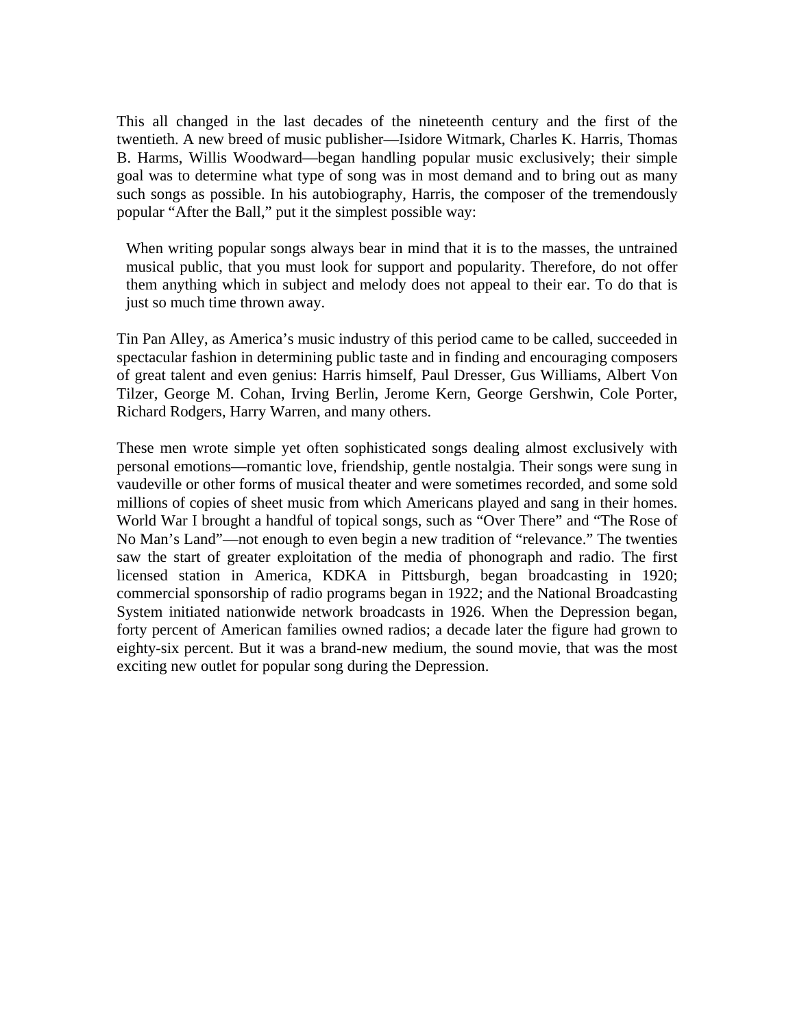This all changed in the last decades of the nineteenth century and the first of the twentieth. A new breed of music publisher—Isidore Witmark, Charles K. Harris, Thomas B. Harms, Willis Woodward—began handling popular music exclusively; their simple goal was to determine what type of song was in most demand and to bring out as many such songs as possible. In his autobiography, Harris, the composer of the tremendously popular "After the Ball," put it the simplest possible way:

> When writing popular songs always bear in mind that it is to the masses, the untrained musical public, that you must look for support and popularity. Therefore, do not offer them anything which in subject and melody does not appeal to their ear. To do that is just so much time thrown away.

Tin Pan Alley, as America's music industry of this period came to be called, succeeded in spectacular fashion in determining public taste and in finding and encouraging composers of great talent and even genius: Harris himself, Paul Dresser, Gus Williams, Albert Von Tilzer, George M. Cohan, Irving Berlin, Jerome Kern, George Gershwin, Cole Porter, Richard Rodgers, Harry Warren, and many others.

These men wrote simple yet often sophisticated songs dealing almost exclusively with personal emotions—romantic love, friendship, gentle nostalgia. Their songs were sung in vaudeville or other forms of musical theater and were sometimes recorded, and some sold millions of copies of sheet music from which Americans played and sang in their homes. World War I brought a handful of topical songs, such as "Over There" and "The Rose of No Man's Land"—not enough to even begin a new tradition of "relevance." The twenties saw the start of greater exploitation of the media of phonograph and radio. The first licensed station in America, KDKA in Pittsburgh, began broadcasting in 1920; commercial sponsorship of radio programs began in 1922; and the National Broadcasting System initiated nationwide network broadcasts in 1926. When the Depression began, forty percent of American families owned radios; a decade later the figure had grown to eighty-six percent. But it was a brand-new medium, the sound movie, that was the most exciting new outlet for popular song during the Depression.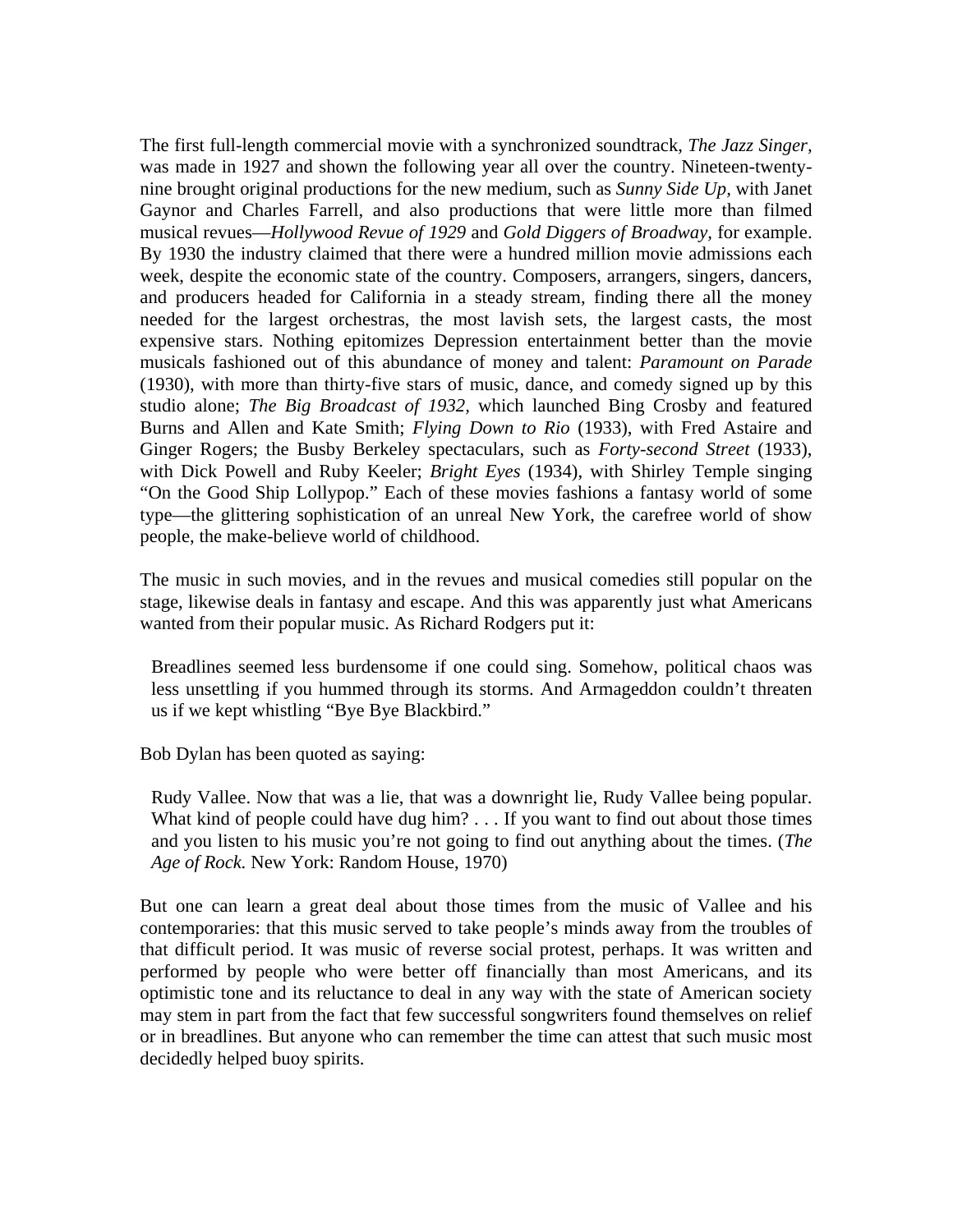The first full-length commercial movie with a synchronized soundtrack, *The Jazz Singer*, was made in 1927 and shown the following year all over the country. Nineteen-twenty-nine brought original productions for the new medium, such as *Sunny Side Up*, with Janet Gaynor and Charles Farrell, and also productions that were little more than filmed musical revues—*Hollywood Revue of 1929* and *Gold Diggers of Broadway*, for example. By 1930 the industry claimed that there were a hundred million movie admissions each week, despite the economic state of the country. Composers, arrangers, singers, dancers, and producers headed for California in a steady stream, finding there all the money needed for the largest orchestras, the most lavish sets, the largest casts, the most expensive stars. Nothing epitomizes Depression entertainment better than the movie musicals fashioned out of this abundance of money and talent: *Paramount on Parade* (1930), with more than thirty-five stars of music, dance, and comedy signed up by this studio alone; *The Big Broadcast of 1932*, which launched Bing Crosby and featured Burns and Allen and Kate Smith; *Flying Down to Rio* (1933), with Fred Astaire and Ginger Rogers; the Busby Berkeley spectaculars, such as *Forty-second Street* (1933), with Dick Powell and Ruby Keeler; *Bright Eyes* (1934), with Shirley Temple singing "On the Good Ship Lollypop." Each of these movies fashions a fantasy world of some type—the glittering sophistication of an unreal New York, the carefree world of show people, the make-believe world of childhood.

The music in such movies, and in the revues and musical comedies still popular on the stage, likewise deals in fantasy and escape. And this was apparently just what Americans wanted from their popular music. As Richard Rodgers put it:

> Breadlines seemed less burdensome if one could sing. Somehow, political chaos was less unsettling if you hummed through its storms. And Armageddon couldn't threaten us if we kept whistling "Bye Bye Blackbird."

Bob Dylan has been quoted as saying:

> Rudy Vallee. Now that was a lie, that was a downright lie, Rudy Vallee being popular. What kind of people could have dug him? . . . If you want to find out about those times and you listen to his music you're not going to find out anything about the times. (*The Age of Rock.* New York: Random House, 1970)

But one can learn a great deal about those times from the music of Vallee and his contemporaries: that this music served to take people's minds away from the troubles of that difficult period. It was music of reverse social protest, perhaps. It was written and performed by people who were better off financially than most Americans, and its optimistic tone and its reluctance to deal in any way with the state of American society may stem in part from the fact that few successful songwriters found themselves on relief or in breadlines. But anyone who can remember the time can attest that such music most decidedly helped buoy spirits.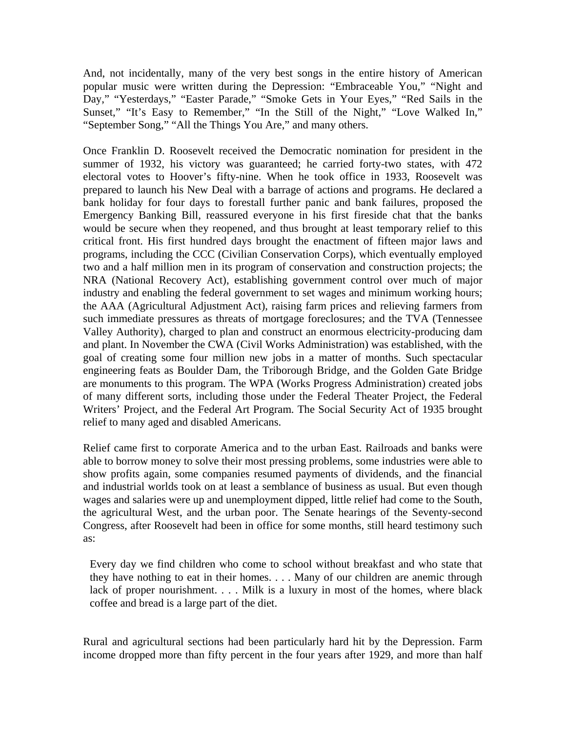And, not incidentally, many of the very best songs in the entire history of American popular music were written during the Depression: “Embraceable You,” “Night and Day,” “Yesterdays,” “Easter Parade,” “Smoke Gets in Your Eyes,” “Red Sails in the Sunset,” “It’s Easy to Remember,” “In the Still of the Night,” “Love Walked In,” “September Song,” “All the Things You Are,” and many others.

Once Franklin D. Roosevelt received the Democratic nomination for president in the summer of 1932, his victory was guaranteed; he carried forty-two states, with 472 electoral votes to Hoover’s fifty-nine. When he took office in 1933, Roosevelt was prepared to launch his New Deal with a barrage of actions and programs. He declared a bank holiday for four days to forestall further panic and bank failures, proposed the Emergency Banking Bill, reassured everyone in his first fireside chat that the banks would be secure when they reopened, and thus brought at least temporary relief to this critical front. His first hundred days brought the enactment of fifteen major laws and programs, including the CCC (Civilian Conservation Corps), which eventually employed two and a half million men in its program of conservation and construction projects; the NRA (National Recovery Act), establishing government control over much of major industry and enabling the federal government to set wages and minimum working hours; the AAA (Agricultural Adjustment Act), raising farm prices and relieving farmers from such immediate pressures as threats of mortgage foreclosures; and the TVA (Tennessee Valley Authority), charged to plan and construct an enormous electricity-producing dam and plant. In November the CWA (Civil Works Administration) was established, with the goal of creating some four million new jobs in a matter of months. Such spectacular engineering feats as Boulder Dam, the Triborough Bridge, and the Golden Gate Bridge are monuments to this program. The WPA (Works Progress Administration) created jobs of many different sorts, including those under the Federal Theater Project, the Federal Writers’ Project, and the Federal Art Program. The Social Security Act of 1935 brought relief to many aged and disabled Americans.

Relief came first to corporate America and to the urban East. Railroads and banks were able to borrow money to solve their most pressing problems, some industries were able to show profits again, some companies resumed payments of dividends, and the financial and industrial worlds took on at least a semblance of business as usual. But even though wages and salaries were up and unemployment dipped, little relief had come to the South, the agricultural West, and the urban poor. The Senate hearings of the Seventy-second Congress, after Roosevelt had been in office for some months, still heard testimony such as:

> Every day we find children who come to school without breakfast and who state that they have nothing to eat in their homes. . . . Many of our children are anemic through lack of proper nourishment. . . . Milk is a luxury in most of the homes, where black coffee and bread is a large part of the diet.

Rural and agricultural sections had been particularly hard hit by the Depression. Farm income dropped more than fifty percent in the four years after 1929, and more than half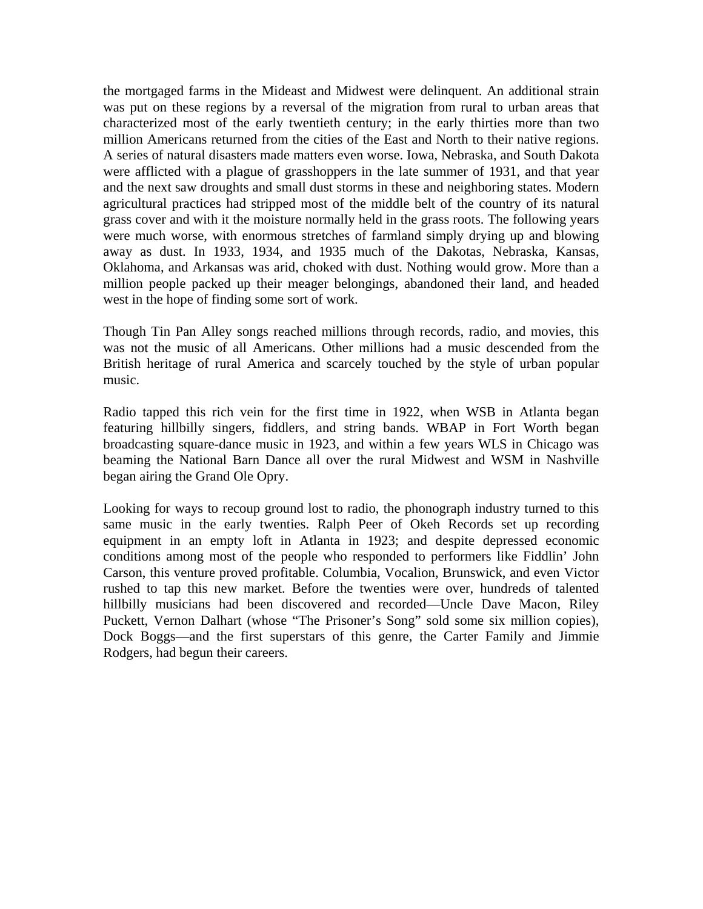the mortgaged farms in the Mideast and Midwest were delinquent. An additional strain was put on these regions by a reversal of the migration from rural to urban areas that characterized most of the early twentieth century; in the early thirties more than two million Americans returned from the cities of the East and North to their native regions. A series of natural disasters made matters even worse. Iowa, Nebraska, and South Dakota were afflicted with a plague of grasshoppers in the late summer of 1931, and that year and the next saw droughts and small dust storms in these and neighboring states. Modern agricultural practices had stripped most of the middle belt of the country of its natural grass cover and with it the moisture normally held in the grass roots. The following years were much worse, with enormous stretches of farmland simply drying up and blowing away as dust. In 1933, 1934, and 1935 much of the Dakotas, Nebraska, Kansas, Oklahoma, and Arkansas was arid, choked with dust. Nothing would grow. More than a million people packed up their meager belongings, abandoned their land, and headed west in the hope of finding some sort of work.

Though Tin Pan Alley songs reached millions through records, radio, and movies, this was not the music of all Americans. Other millions had a music descended from the British heritage of rural America and scarcely touched by the style of urban popular music.

Radio tapped this rich vein for the first time in 1922, when WSB in Atlanta began featuring hillbilly singers, fiddlers, and string bands. WBAP in Fort Worth began broadcasting square-dance music in 1923, and within a few years WLS in Chicago was beaming the National Barn Dance all over the rural Midwest and WSM in Nashville began airing the Grand Ole Opry.

Looking for ways to recoup ground lost to radio, the phonograph industry turned to this same music in the early twenties. Ralph Peer of Okeh Records set up recording equipment in an empty loft in Atlanta in 1923; and despite depressed economic conditions among most of the people who responded to performers like Fiddlin' John Carson, this venture proved profitable. Columbia, Vocalion, Brunswick, and even Victor rushed to tap this new market. Before the twenties were over, hundreds of talented hillbilly musicians had been discovered and recorded—Uncle Dave Macon, Riley Puckett, Vernon Dalhart (whose "The Prisoner's Song" sold some six million copies), Dock Boggs—and the first superstars of this genre, the Carter Family and Jimmie Rodgers, had begun their careers.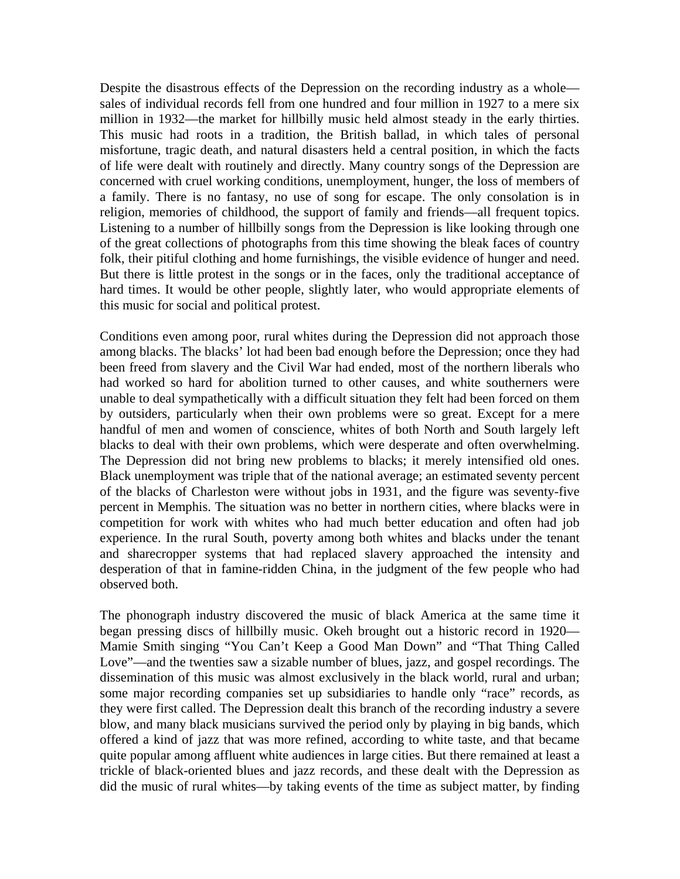Despite the disastrous effects of the Depression on the recording industry as a whole—sales of individual records fell from one hundred and four million in 1927 to a mere six million in 1932—the market for hillbilly music held almost steady in the early thirties. This music had roots in a tradition, the British ballad, in which tales of personal misfortune, tragic death, and natural disasters held a central position, in which the facts of life were dealt with routinely and directly. Many country songs of the Depression are concerned with cruel working conditions, unemployment, hunger, the loss of members of a family. There is no fantasy, no use of song for escape. The only consolation is in religion, memories of childhood, the support of family and friends—all frequent topics. Listening to a number of hillbilly songs from the Depression is like looking through one of the great collections of photographs from this time showing the bleak faces of country folk, their pitiful clothing and home furnishings, the visible evidence of hunger and need. But there is little protest in the songs or in the faces, only the traditional acceptance of hard times. It would be other people, slightly later, who would appropriate elements of this music for social and political protest.

Conditions even among poor, rural whites during the Depression did not approach those among blacks. The blacks' lot had been bad enough before the Depression; once they had been freed from slavery and the Civil War had ended, most of the northern liberals who had worked so hard for abolition turned to other causes, and white southerners were unable to deal sympathetically with a difficult situation they felt had been forced on them by outsiders, particularly when their own problems were so great. Except for a mere handful of men and women of conscience, whites of both North and South largely left blacks to deal with their own problems, which were desperate and often overwhelming. The Depression did not bring new problems to blacks; it merely intensified old ones. Black unemployment was triple that of the national average; an estimated seventy percent of the blacks of Charleston were without jobs in 1931, and the figure was seventy-five percent in Memphis. The situation was no better in northern cities, where blacks were in competition for work with whites who had much better education and often had job experience. In the rural South, poverty among both whites and blacks under the tenant and sharecropper systems that had replaced slavery approached the intensity and desperation of that in famine-ridden China, in the judgment of the few people who had observed both.

The phonograph industry discovered the music of black America at the same time it began pressing discs of hillbilly music. Okeh brought out a historic record in 1920—Mamie Smith singing "You Can't Keep a Good Man Down" and "That Thing Called Love"—and the twenties saw a sizable number of blues, jazz, and gospel recordings. The dissemination of this music was almost exclusively in the black world, rural and urban; some major recording companies set up subsidiaries to handle only "race" records, as they were first called. The Depression dealt this branch of the recording industry a severe blow, and many black musicians survived the period only by playing in big bands, which offered a kind of jazz that was more refined, according to white taste, and that became quite popular among affluent white audiences in large cities. But there remained at least a trickle of black-oriented blues and jazz records, and these dealt with the Depression as did the music of rural whites—by taking events of the time as subject matter, by finding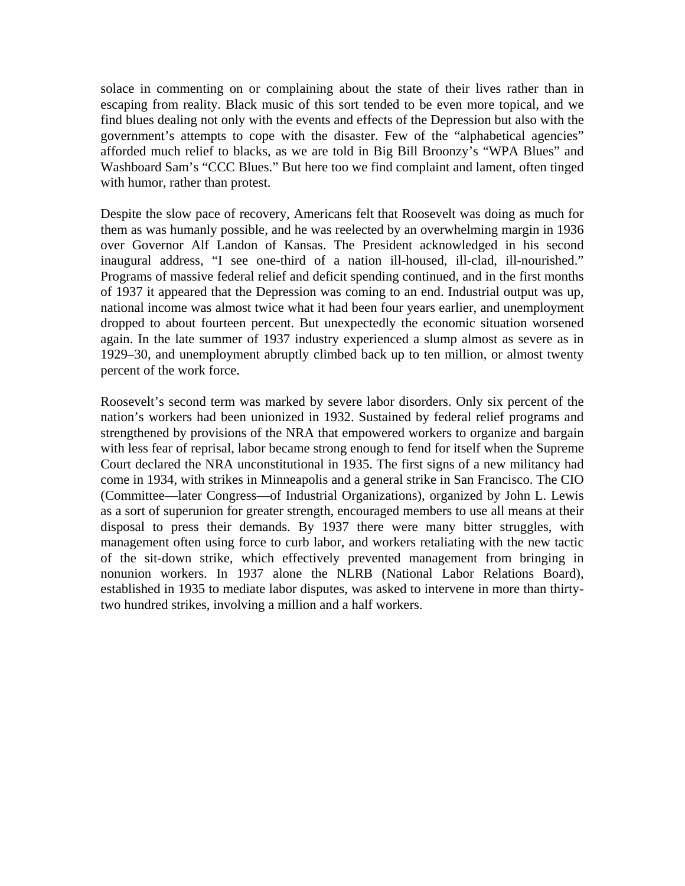solace in commenting on or complaining about the state of their lives rather than in escaping from reality. Black music of this sort tended to be even more topical, and we find blues dealing not only with the events and effects of the Depression but also with the government's attempts to cope with the disaster. Few of the "alphabetical agencies" afforded much relief to blacks, as we are told in Big Bill Broonzy's "WPA Blues" and Washboard Sam's "CCC Blues." But here too we find complaint and lament, often tinged with humor, rather than protest.

Despite the slow pace of recovery, Americans felt that Roosevelt was doing as much for them as was humanly possible, and he was reelected by an overwhelming margin in 1936 over Governor Alf Landon of Kansas. The President acknowledged in his second inaugural address, "I see one-third of a nation ill-housed, ill-clad, ill-nourished." Programs of massive federal relief and deficit spending continued, and in the first months of 1937 it appeared that the Depression was coming to an end. Industrial output was up, national income was almost twice what it had been four years earlier, and unemployment dropped to about fourteen percent. But unexpectedly the economic situation worsened again. In the late summer of 1937 industry experienced a slump almost as severe as in 1929–30, and unemployment abruptly climbed back up to ten million, or almost twenty percent of the work force.

Roosevelt's second term was marked by severe labor disorders. Only six percent of the nation's workers had been unionized in 1932. Sustained by federal relief programs and strengthened by provisions of the NRA that empowered workers to organize and bargain with less fear of reprisal, labor became strong enough to fend for itself when the Supreme Court declared the NRA unconstitutional in 1935. The first signs of a new militancy had come in 1934, with strikes in Minneapolis and a general strike in San Francisco. The CIO (Committee—later Congress—of Industrial Organizations), organized by John L. Lewis as a sort of superunion for greater strength, encouraged members to use all means at their disposal to press their demands. By 1937 there were many bitter struggles, with management often using force to curb labor, and workers retaliating with the new tactic of the sit-down strike, which effectively prevented management from bringing in nonunion workers. In 1937 alone the NLRB (National Labor Relations Board), established in 1935 to mediate labor disputes, was asked to intervene in more than thirty-two hundred strikes, involving a million and a half workers.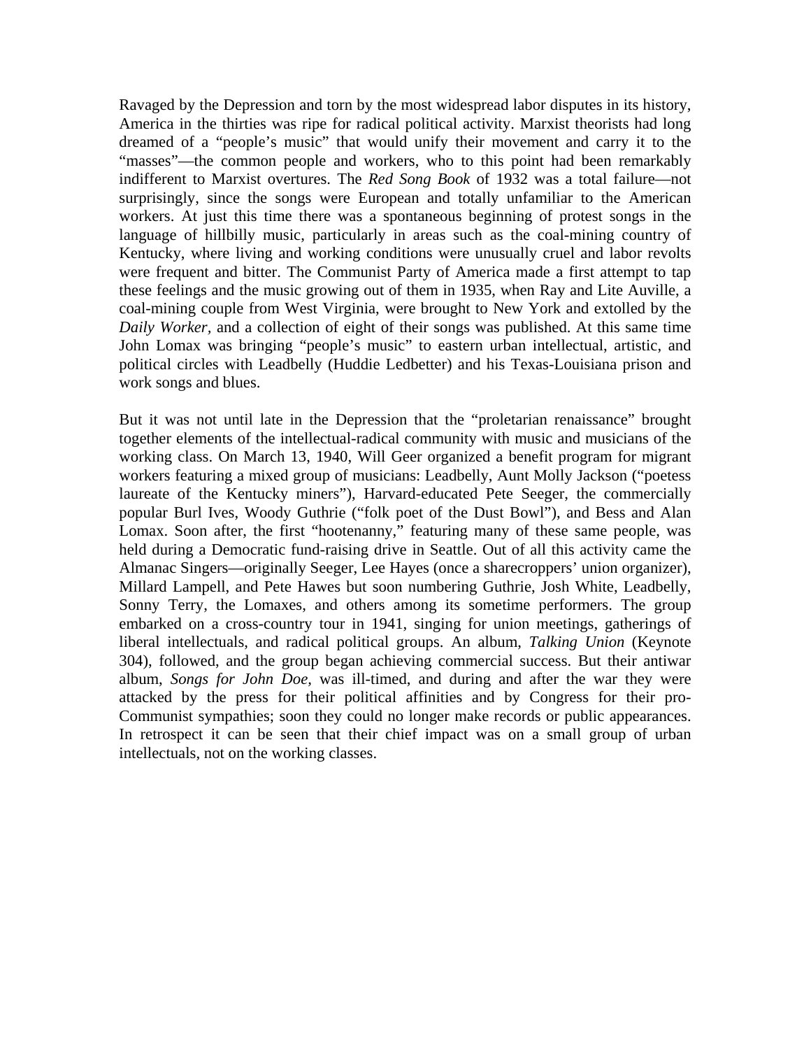Ravaged by the Depression and torn by the most widespread labor disputes in its history, America in the thirties was ripe for radical political activity. Marxist theorists had long dreamed of a "people's music" that would unify their movement and carry it to the "masses"—the common people and workers, who to this point had been remarkably indifferent to Marxist overtures. The *Red Song Book* of 1932 was a total failure—not surprisingly, since the songs were European and totally unfamiliar to the American workers. At just this time there was a spontaneous beginning of protest songs in the language of hillbilly music, particularly in areas such as the coal-mining country of Kentucky, where living and working conditions were unusually cruel and labor revolts were frequent and bitter. The Communist Party of America made a first attempt to tap these feelings and the music growing out of them in 1935, when Ray and Lite Auville, a coal-mining couple from West Virginia, were brought to New York and extolled by the *Daily Worker,* and a collection of eight of their songs was published. At this same time John Lomax was bringing "people's music" to eastern urban intellectual, artistic, and political circles with Leadbelly (Huddie Ledbetter) and his Texas-Louisiana prison and work songs and blues.

But it was not until late in the Depression that the "proletarian renaissance" brought together elements of the intellectual-radical community with music and musicians of the working class. On March 13, 1940, Will Geer organized a benefit program for migrant workers featuring a mixed group of musicians: Leadbelly, Aunt Molly Jackson ("poetess laureate of the Kentucky miners"), Harvard-educated Pete Seeger, the commercially popular Burl Ives, Woody Guthrie ("folk poet of the Dust Bowl"), and Bess and Alan Lomax. Soon after, the first "hootenanny," featuring many of these same people, was held during a Democratic fund-raising drive in Seattle. Out of all this activity came the Almanac Singers—originally Seeger, Lee Hayes (once a sharecroppers' union organizer), Millard Lampell, and Pete Hawes but soon numbering Guthrie, Josh White, Leadbelly, Sonny Terry, the Lomaxes, and others among its sometime performers. The group embarked on a cross-country tour in 1941, singing for union meetings, gatherings of liberal intellectuals, and radical political groups. An album, *Talking Union* (Keynote 304), followed, and the group began achieving commercial success. But their antiwar album, *Songs for John Doe,* was ill-timed, and during and after the war they were attacked by the press for their political affinities and by Congress for their pro-Communist sympathies; soon they could no longer make records or public appearances. In retrospect it can be seen that their chief impact was on a small group of urban intellectuals, not on the working classes.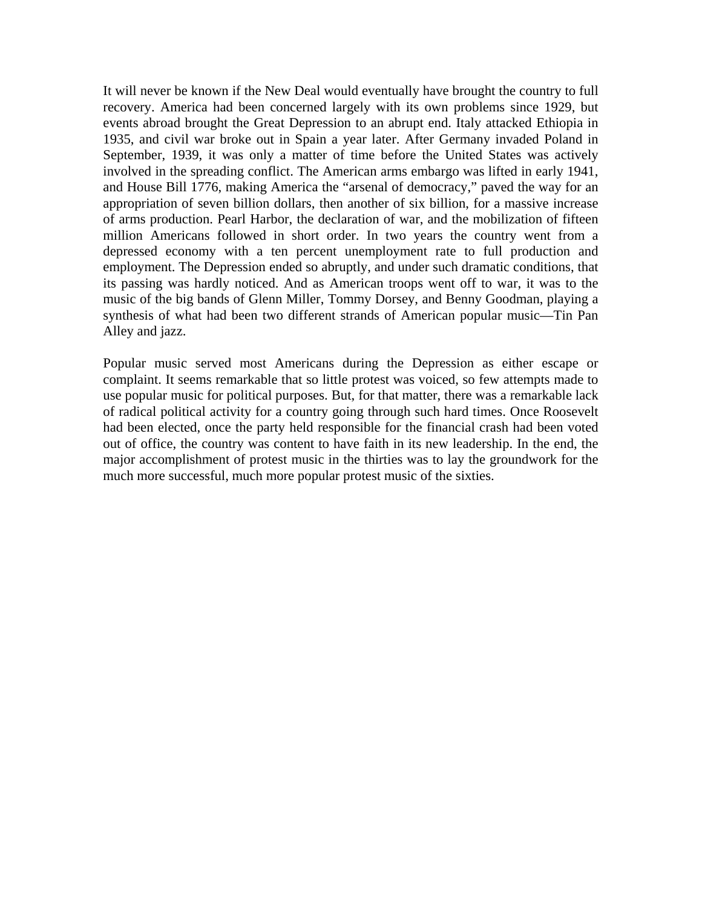It will never be known if the New Deal would eventually have brought the country to full recovery. America had been concerned largely with its own problems since 1929, but events abroad brought the Great Depression to an abrupt end. Italy attacked Ethiopia in 1935, and civil war broke out in Spain a year later. After Germany invaded Poland in September, 1939, it was only a matter of time before the United States was actively involved in the spreading conflict. The American arms embargo was lifted in early 1941, and House Bill 1776, making America the "arsenal of democracy," paved the way for an appropriation of seven billion dollars, then another of six billion, for a massive increase of arms production. Pearl Harbor, the declaration of war, and the mobilization of fifteen million Americans followed in short order. In two years the country went from a depressed economy with a ten percent unemployment rate to full production and employment. The Depression ended so abruptly, and under such dramatic conditions, that its passing was hardly noticed. And as American troops went off to war, it was to the music of the big bands of Glenn Miller, Tommy Dorsey, and Benny Goodman, playing a synthesis of what had been two different strands of American popular music—Tin Pan Alley and jazz.

Popular music served most Americans during the Depression as either escape or complaint. It seems remarkable that so little protest was voiced, so few attempts made to use popular music for political purposes. But, for that matter, there was a remarkable lack of radical political activity for a country going through such hard times. Once Roosevelt had been elected, once the party held responsible for the financial crash had been voted out of office, the country was content to have faith in its new leadership. In the end, the major accomplishment of protest music in the thirties was to lay the groundwork for the much more successful, much more popular protest music of the sixties.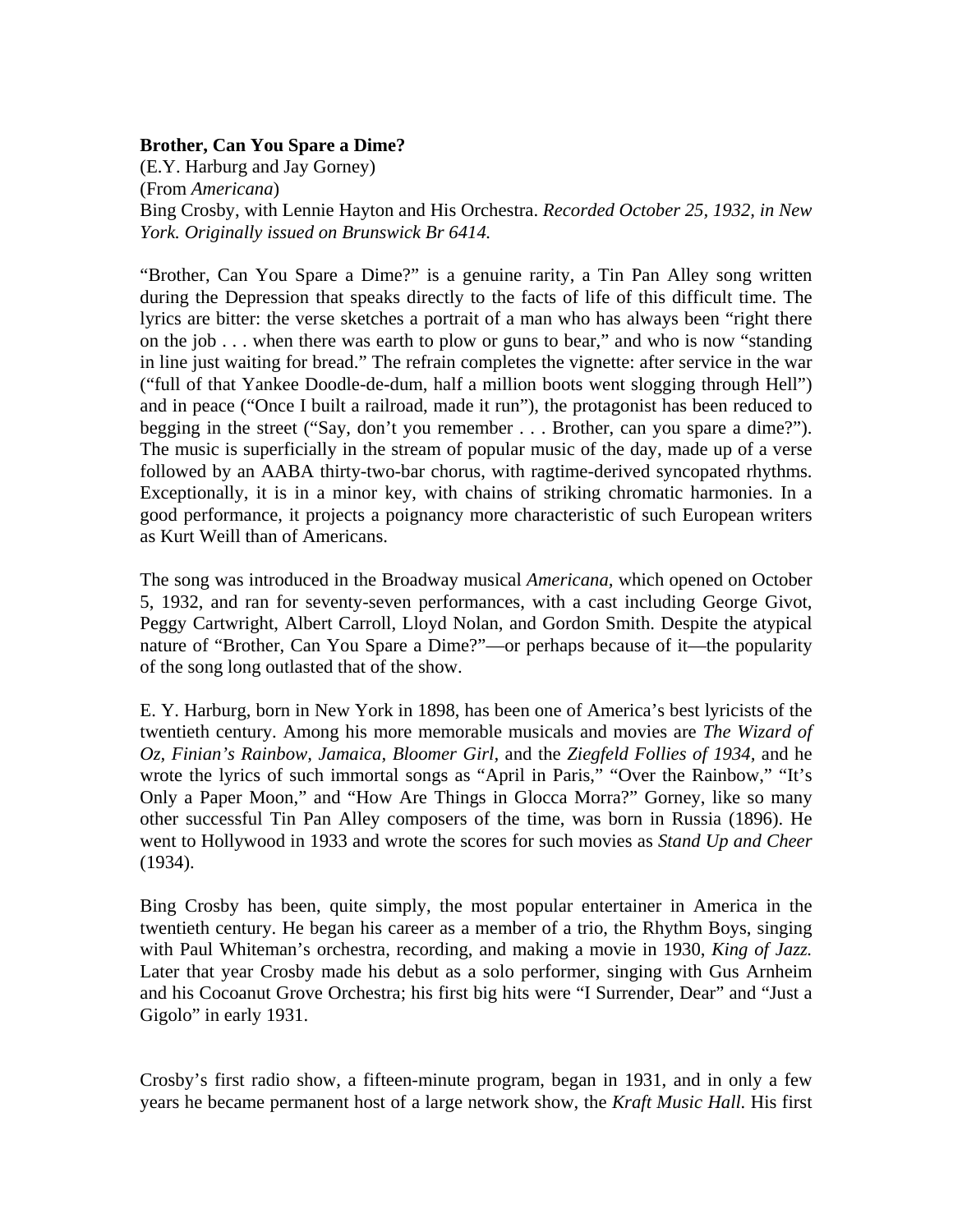**Brother, Can You Spare a Dime?**
(E.Y. Harburg and Jay Gorney)
(From *Americana*)
Bing Crosby, with Lennie Hayton and His Orchestra. *Recorded October 25, 1932, in New York. Originally issued on Brunswick Br 6414.*

"Brother, Can You Spare a Dime?" is a genuine rarity, a Tin Pan Alley song written during the Depression that speaks directly to the facts of life of this difficult time. The lyrics are bitter: the verse sketches a portrait of a man who has always been "right there on the job . . . when there was earth to plow or guns to bear," and who is now "standing in line just waiting for bread." The refrain completes the vignette: after service in the war ("full of that Yankee Doodle-de-dum, half a million boots went slogging through Hell") and in peace ("Once I built a railroad, made it run"), the protagonist has been reduced to begging in the street ("Say, don't you remember . . . Brother, can you spare a dime?"). The music is superficially in the stream of popular music of the day, made up of a verse followed by an AABA thirty-two-bar chorus, with ragtime-derived syncopated rhythms. Exceptionally, it is in a minor key, with chains of striking chromatic harmonies. In a good performance, it projects a poignancy more characteristic of such European writers as Kurt Weill than of Americans.

The song was introduced in the Broadway musical *Americana,* which opened on October 5, 1932, and ran for seventy-seven performances, with a cast including George Givot, Peggy Cartwright, Albert Carroll, Lloyd Nolan, and Gordon Smith. Despite the atypical nature of "Brother, Can You Spare a Dime?"—or perhaps because of it—the popularity of the song long outlasted that of the show.

E. Y. Harburg, born in New York in 1898, has been one of America's best lyricists of the twentieth century. Among his more memorable musicals and movies are *The Wizard of Oz, Finian's Rainbow, Jamaica, Bloomer Girl,* and the *Ziegfeld Follies of 1934,* and he wrote the lyrics of such immortal songs as "April in Paris," "Over the Rainbow," "It's Only a Paper Moon," and "How Are Things in Glocca Morra?" Gorney, like so many other successful Tin Pan Alley composers of the time, was born in Russia (1896). He went to Hollywood in 1933 and wrote the scores for such movies as *Stand Up and Cheer* (1934).

Bing Crosby has been, quite simply, the most popular entertainer in America in the twentieth century. He began his career as a member of a trio, the Rhythm Boys, singing with Paul Whiteman's orchestra, recording, and making a movie in 1930, *King of Jazz.* Later that year Crosby made his debut as a solo performer, singing with Gus Arnheim and his Cocoanut Grove Orchestra; his first big hits were "I Surrender, Dear" and "Just a Gigolo" in early 1931.

Crosby's first radio show, a fifteen-minute program, began in 1931, and in only a few years he became permanent host of a large network show, the *Kraft Music Hall.* His first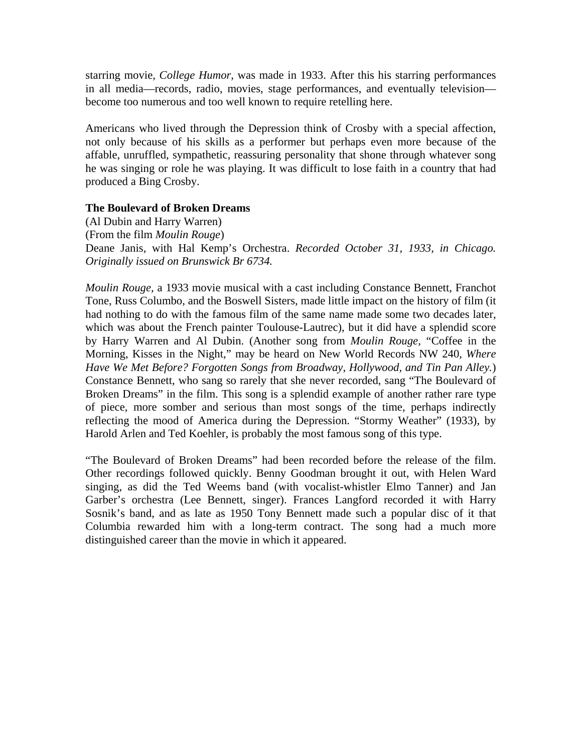starring movie, *College Humor,* was made in 1933. After this his starring performances in all media—records, radio, movies, stage performances, and eventually television—become too numerous and too well known to require retelling here.

Americans who lived through the Depression think of Crosby with a special affection, not only because of his skills as a performer but perhaps even more because of the affable, unruffled, sympathetic, reassuring personality that shone through whatever song he was singing or role he was playing. It was difficult to lose faith in a country that had produced a Bing Crosby.

**The Boulevard of Broken Dreams**
(Al Dubin and Harry Warren)
(From the film *Moulin Rouge*)
Deane Janis, with Hal Kemp's Orchestra. *Recorded October 31, 1933, in Chicago. Originally issued on Brunswick Br 6734.*

*Moulin Rouge,* a 1933 movie musical with a cast including Constance Bennett, Franchot Tone, Russ Columbo, and the Boswell Sisters, made little impact on the history of film (it had nothing to do with the famous film of the same name made some two decades later, which was about the French painter Toulouse-Lautrec), but it did have a splendid score by Harry Warren and Al Dubin. (Another song from *Moulin Rouge,* "Coffee in the Morning, Kisses in the Night," may be heard on New World Records NW 240, *Where Have We Met Before? Forgotten Songs from Broadway, Hollywood, and Tin Pan Alley.*) Constance Bennett, who sang so rarely that she never recorded, sang "The Boulevard of Broken Dreams" in the film. This song is a splendid example of another rather rare type of piece, more somber and serious than most songs of the time, perhaps indirectly reflecting the mood of America during the Depression. "Stormy Weather" (1933), by Harold Arlen and Ted Koehler, is probably the most famous song of this type.

"The Boulevard of Broken Dreams" had been recorded before the release of the film. Other recordings followed quickly. Benny Goodman brought it out, with Helen Ward singing, as did the Ted Weems band (with vocalist-whistler Elmo Tanner) and Jan Garber's orchestra (Lee Bennett, singer). Frances Langford recorded it with Harry Sosnik's band, and as late as 1950 Tony Bennett made such a popular disc of it that Columbia rewarded him with a long-term contract. The song had a much more distinguished career than the movie in which it appeared.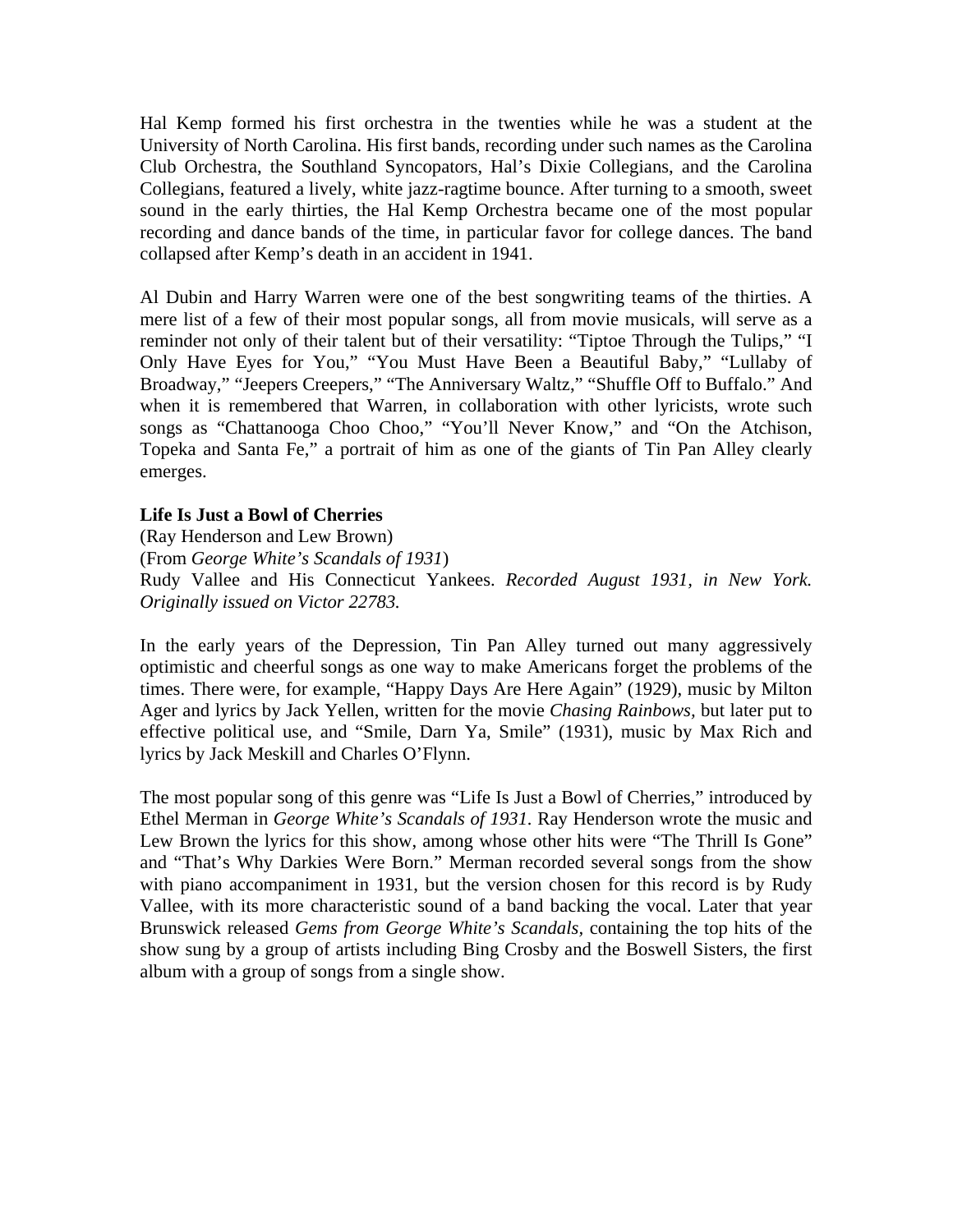Hal Kemp formed his first orchestra in the twenties while he was a student at the University of North Carolina. His first bands, recording under such names as the Carolina Club Orchestra, the Southland Syncopators, Hal's Dixie Collegians, and the Carolina Collegians, featured a lively, white jazz-ragtime bounce. After turning to a smooth, sweet sound in the early thirties, the Hal Kemp Orchestra became one of the most popular recording and dance bands of the time, in particular favor for college dances. The band collapsed after Kemp's death in an accident in 1941.

Al Dubin and Harry Warren were one of the best songwriting teams of the thirties. A mere list of a few of their most popular songs, all from movie musicals, will serve as a reminder not only of their talent but of their versatility: "Tiptoe Through the Tulips," "I Only Have Eyes for You," "You Must Have Been a Beautiful Baby," "Lullaby of Broadway," "Jeepers Creepers," "The Anniversary Waltz," "Shuffle Off to Buffalo." And when it is remembered that Warren, in collaboration with other lyricists, wrote such songs as "Chattanooga Choo Choo," "You'll Never Know," and "On the Atchison, Topeka and Santa Fe," a portrait of him as one of the giants of Tin Pan Alley clearly emerges.

**Life Is Just a Bowl of Cherries**
(Ray Henderson and Lew Brown)
(From *George White's Scandals of 1931*)
Rudy Vallee and His Connecticut Yankees. *Recorded August 1931, in New York. Originally issued on Victor 22783.*

In the early years of the Depression, Tin Pan Alley turned out many aggressively optimistic and cheerful songs as one way to make Americans forget the problems of the times. There were, for example, "Happy Days Are Here Again" (1929), music by Milton Ager and lyrics by Jack Yellen, written for the movie *Chasing Rainbows,* but later put to effective political use, and "Smile, Darn Ya, Smile" (1931), music by Max Rich and lyrics by Jack Meskill and Charles O'Flynn.

The most popular song of this genre was "Life Is Just a Bowl of Cherries," introduced by Ethel Merman in *George White's Scandals of 1931.* Ray Henderson wrote the music and Lew Brown the lyrics for this show, among whose other hits were "The Thrill Is Gone" and "That's Why Darkies Were Born." Merman recorded several songs from the show with piano accompaniment in 1931, but the version chosen for this record is by Rudy Vallee, with its more characteristic sound of a band backing the vocal. Later that year Brunswick released *Gems from George White's Scandals,* containing the top hits of the show sung by a group of artists including Bing Crosby and the Boswell Sisters, the first album with a group of songs from a single show.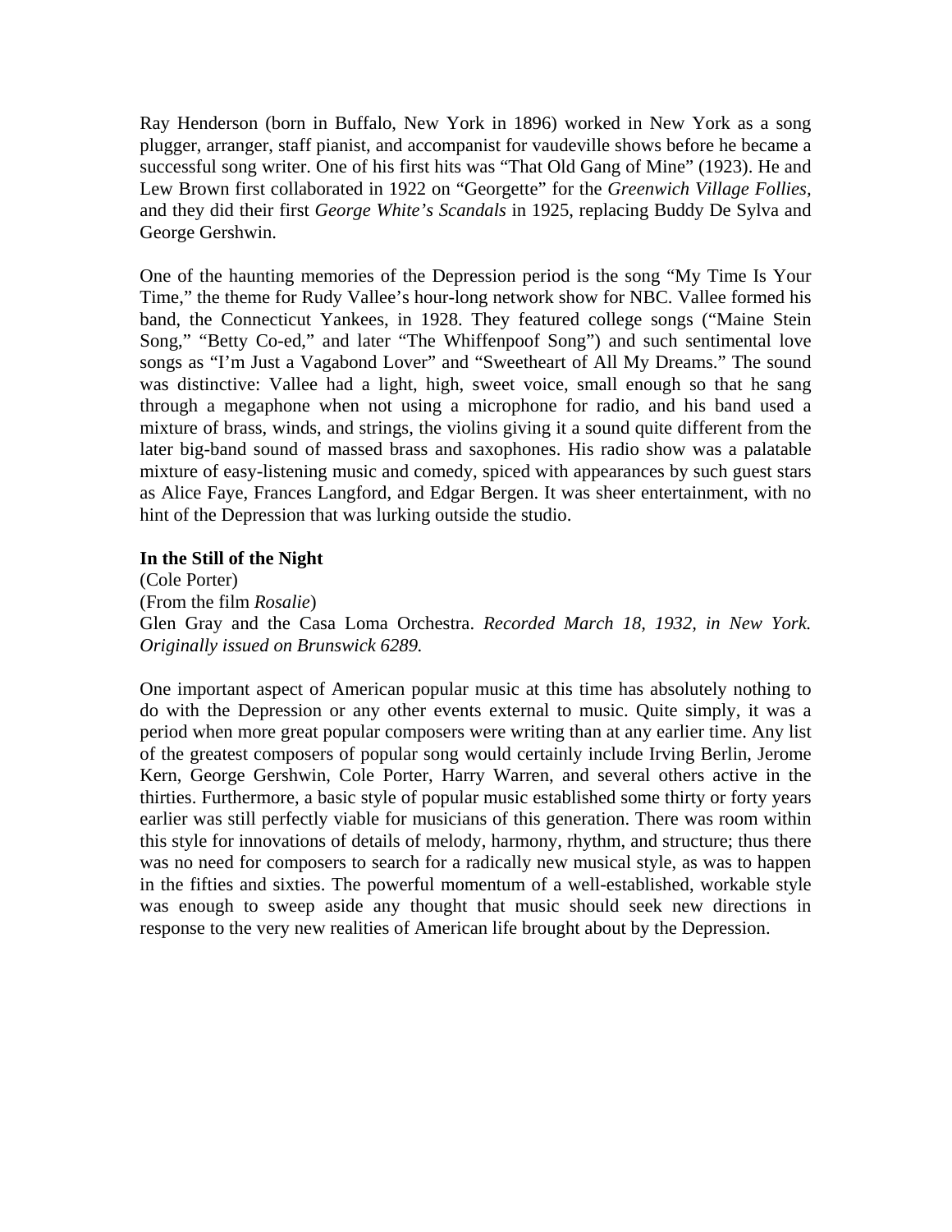Ray Henderson (born in Buffalo, New York in 1896) worked in New York as a song plugger, arranger, staff pianist, and accompanist for vaudeville shows before he became a successful song writer. One of his first hits was "That Old Gang of Mine" (1923). He and Lew Brown first collaborated in 1922 on "Georgette" for the *Greenwich Village Follies*, and they did their first *George White's Scandals* in 1925, replacing Buddy De Sylva and George Gershwin.

One of the haunting memories of the Depression period is the song "My Time Is Your Time," the theme for Rudy Vallee's hour-long network show for NBC. Vallee formed his band, the Connecticut Yankees, in 1928. They featured college songs ("Maine Stein Song," "Betty Co-ed," and later "The Whiffenpoof Song") and such sentimental love songs as "I'm Just a Vagabond Lover" and "Sweetheart of All My Dreams." The sound was distinctive: Vallee had a light, high, sweet voice, small enough so that he sang through a megaphone when not using a microphone for radio, and his band used a mixture of brass, winds, and strings, the violins giving it a sound quite different from the later big-band sound of massed brass and saxophones. His radio show was a palatable mixture of easy-listening music and comedy, spiced with appearances by such guest stars as Alice Faye, Frances Langford, and Edgar Bergen. It was sheer entertainment, with no hint of the Depression that was lurking outside the studio.

**In the Still of the Night**
(Cole Porter)
(From the film *Rosalie*)
Glen Gray and the Casa Loma Orchestra. *Recorded March 18, 1932, in New York. Originally issued on Brunswick 6289.*

One important aspect of American popular music at this time has absolutely nothing to do with the Depression or any other events external to music. Quite simply, it was a period when more great popular composers were writing than at any earlier time. Any list of the greatest composers of popular song would certainly include Irving Berlin, Jerome Kern, George Gershwin, Cole Porter, Harry Warren, and several others active in the thirties. Furthermore, a basic style of popular music established some thirty or forty years earlier was still perfectly viable for musicians of this generation. There was room within this style for innovations of details of melody, harmony, rhythm, and structure; thus there was no need for composers to search for a radically new musical style, as was to happen in the fifties and sixties. The powerful momentum of a well-established, workable style was enough to sweep aside any thought that music should seek new directions in response to the very new realities of American life brought about by the Depression.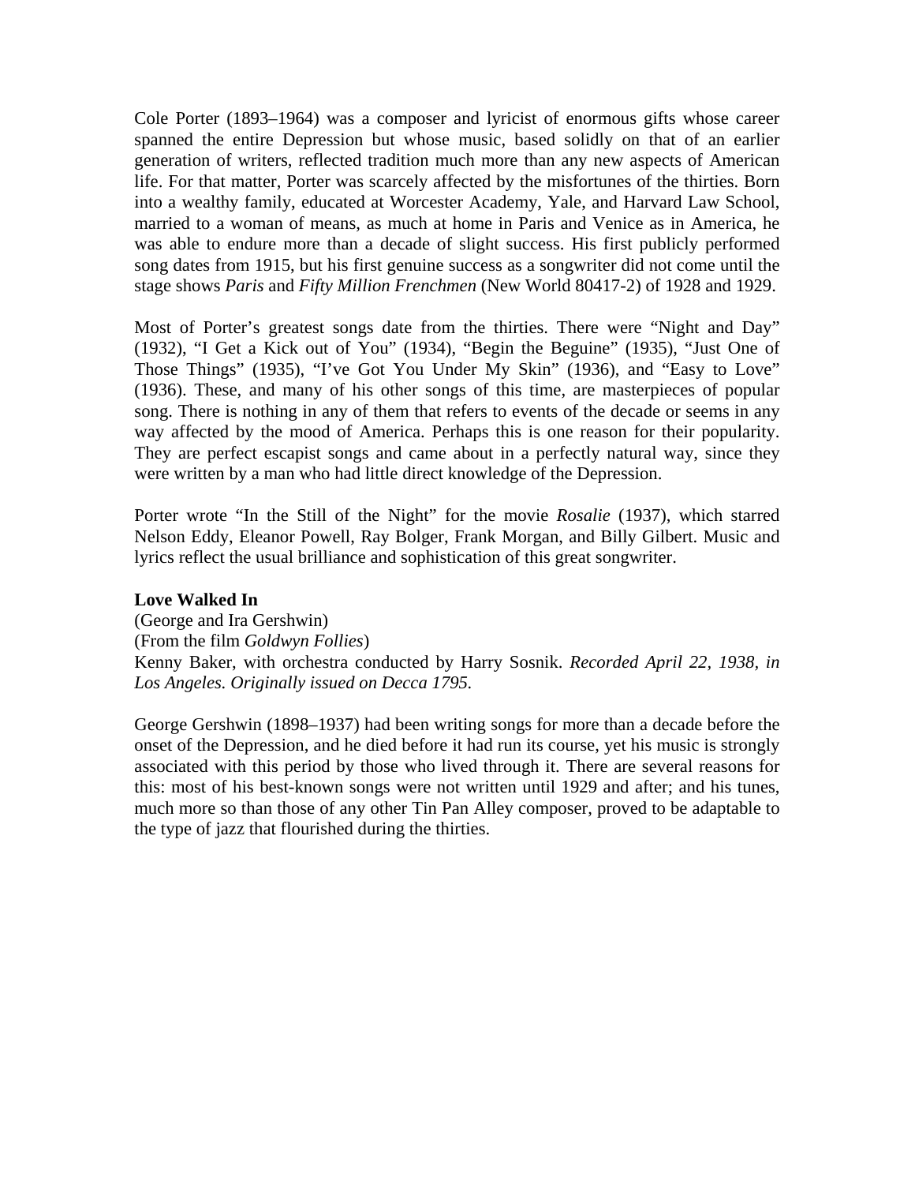Cole Porter (1893–1964) was a composer and lyricist of enormous gifts whose career spanned the entire Depression but whose music, based solidly on that of an earlier generation of writers, reflected tradition much more than any new aspects of American life. For that matter, Porter was scarcely affected by the misfortunes of the thirties. Born into a wealthy family, educated at Worcester Academy, Yale, and Harvard Law School, married to a woman of means, as much at home in Paris and Venice as in America, he was able to endure more than a decade of slight success. His first publicly performed song dates from 1915, but his first genuine success as a songwriter did not come until the stage shows *Paris* and *Fifty Million Frenchmen* (New World 80417-2) of 1928 and 1929.

Most of Porter's greatest songs date from the thirties. There were "Night and Day" (1932), "I Get a Kick out of You" (1934), "Begin the Beguine" (1935), "Just One of Those Things" (1935), "I've Got You Under My Skin" (1936), and "Easy to Love" (1936). These, and many of his other songs of this time, are masterpieces of popular song. There is nothing in any of them that refers to events of the decade or seems in any way affected by the mood of America. Perhaps this is one reason for their popularity. They are perfect escapist songs and came about in a perfectly natural way, since they were written by a man who had little direct knowledge of the Depression.

Porter wrote "In the Still of the Night" for the movie *Rosalie* (1937), which starred Nelson Eddy, Eleanor Powell, Ray Bolger, Frank Morgan, and Billy Gilbert. Music and lyrics reflect the usual brilliance and sophistication of this great songwriter.

**Love Walked In**
(George and Ira Gershwin)
(From the film *Goldwyn Follies*)
Kenny Baker, with orchestra conducted by Harry Sosnik. *Recorded April 22, 1938, in Los Angeles. Originally issued on Decca 1795.*

George Gershwin (1898–1937) had been writing songs for more than a decade before the onset of the Depression, and he died before it had run its course, yet his music is strongly associated with this period by those who lived through it. There are several reasons for this: most of his best-known songs were not written until 1929 and after; and his tunes, much more so than those of any other Tin Pan Alley composer, proved to be adaptable to the type of jazz that flourished during the thirties.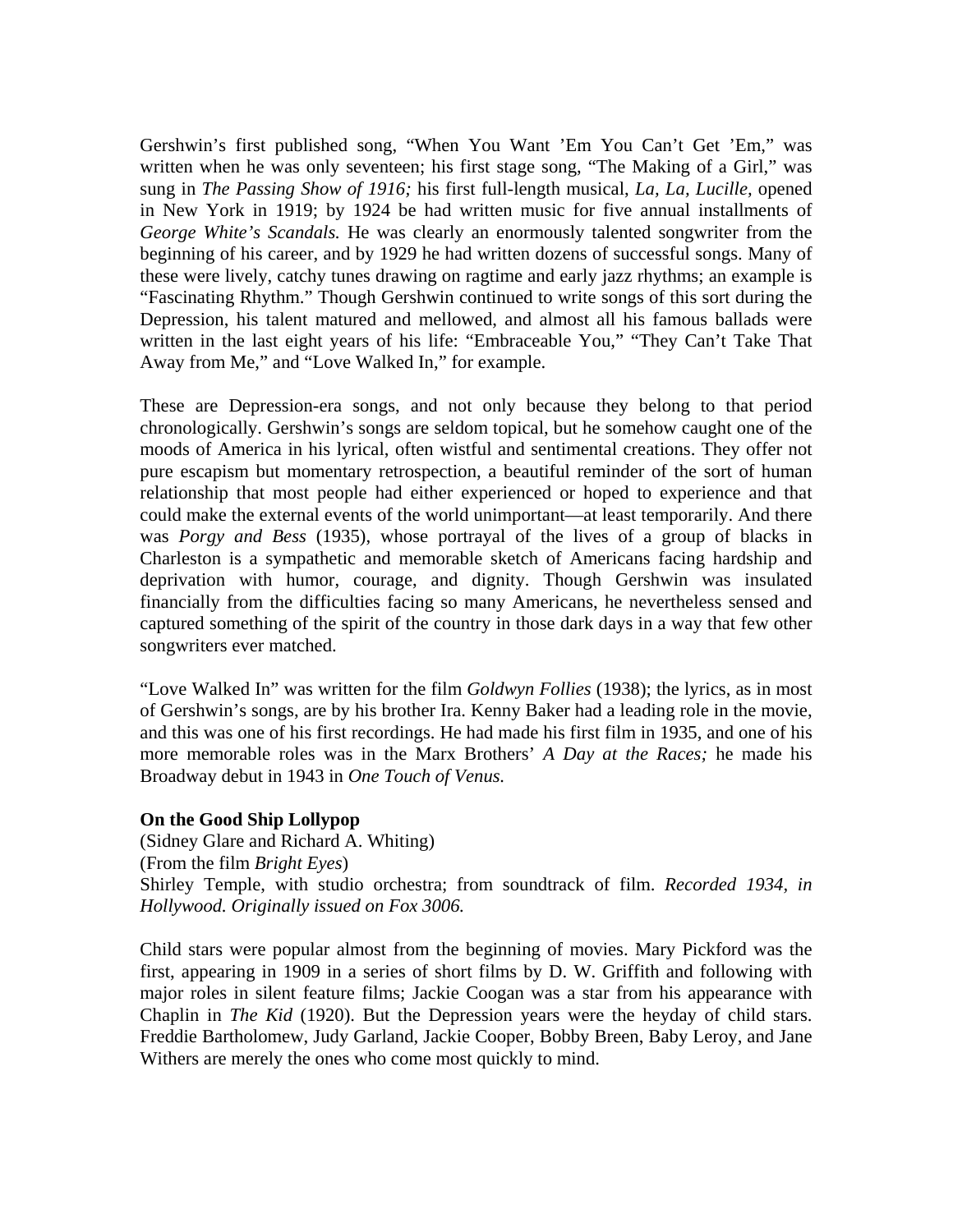Gershwin's first published song, "When You Want 'Em You Can't Get 'Em," was written when he was only seventeen; his first stage song, "The Making of a Girl," was sung in *The Passing Show of 1916;* his first full-length musical, *La, La, Lucille,* opened in New York in 1919; by 1924 be had written music for five annual installments of *George White's Scandals.* He was clearly an enormously talented songwriter from the beginning of his career, and by 1929 he had written dozens of successful songs. Many of these were lively, catchy tunes drawing on ragtime and early jazz rhythms; an example is "Fascinating Rhythm." Though Gershwin continued to write songs of this sort during the Depression, his talent matured and mellowed, and almost all his famous ballads were written in the last eight years of his life: "Embraceable You," "They Can't Take That Away from Me," and "Love Walked In," for example.

These are Depression-era songs, and not only because they belong to that period chronologically. Gershwin's songs are seldom topical, but he somehow caught one of the moods of America in his lyrical, often wistful and sentimental creations. They offer not pure escapism but momentary retrospection, a beautiful reminder of the sort of human relationship that most people had either experienced or hoped to experience and that could make the external events of the world unimportant—at least temporarily. And there was *Porgy and Bess* (1935), whose portrayal of the lives of a group of blacks in Charleston is a sympathetic and memorable sketch of Americans facing hardship and deprivation with humor, courage, and dignity. Though Gershwin was insulated financially from the difficulties facing so many Americans, he nevertheless sensed and captured something of the spirit of the country in those dark days in a way that few other songwriters ever matched.

"Love Walked In" was written for the film *Goldwyn Follies* (1938); the lyrics, as in most of Gershwin's songs, are by his brother Ira. Kenny Baker had a leading role in the movie, and this was one of his first recordings. He had made his first film in 1935, and one of his more memorable roles was in the Marx Brothers' *A Day at the Races;* he made his Broadway debut in 1943 in *One Touch of Venus.*

**On the Good Ship Lollypop**
(Sidney Glare and Richard A. Whiting)
(From the film *Bright Eyes*)
Shirley Temple, with studio orchestra; from soundtrack of film. *Recorded 1934, in Hollywood. Originally issued on Fox 3006.*

Child stars were popular almost from the beginning of movies. Mary Pickford was the first, appearing in 1909 in a series of short films by D. W. Griffith and following with major roles in silent feature films; Jackie Coogan was a star from his appearance with Chaplin in *The Kid* (1920). But the Depression years were the heyday of child stars. Freddie Bartholomew, Judy Garland, Jackie Cooper, Bobby Breen, Baby Leroy, and Jane Withers are merely the ones who come most quickly to mind.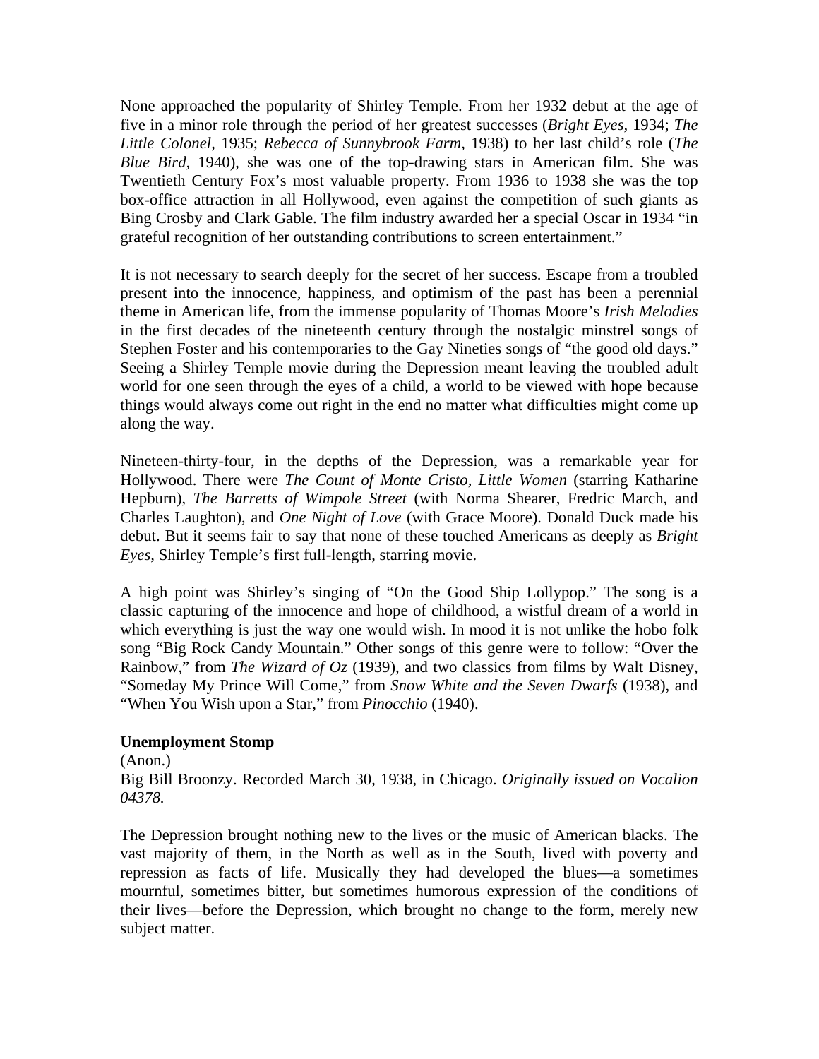None approached the popularity of Shirley Temple. From her 1932 debut at the age of five in a minor role through the period of her greatest successes (*Bright Eyes,* 1934; *The Little Colonel,* 1935; *Rebecca of Sunnybrook Farm,* 1938) to her last child's role (*The Blue Bird,* 1940), she was one of the top-drawing stars in American film. She was Twentieth Century Fox's most valuable property. From 1936 to 1938 she was the top box-office attraction in all Hollywood, even against the competition of such giants as Bing Crosby and Clark Gable. The film industry awarded her a special Oscar in 1934 "in grateful recognition of her outstanding contributions to screen entertainment."

It is not necessary to search deeply for the secret of her success. Escape from a troubled present into the innocence, happiness, and optimism of the past has been a perennial theme in American life, from the immense popularity of Thomas Moore's *Irish Melodies* in the first decades of the nineteenth century through the nostalgic minstrel songs of Stephen Foster and his contemporaries to the Gay Nineties songs of "the good old days." Seeing a Shirley Temple movie during the Depression meant leaving the troubled adult world for one seen through the eyes of a child, a world to be viewed with hope because things would always come out right in the end no matter what difficulties might come up along the way.

Nineteen-thirty-four, in the depths of the Depression, was a remarkable year for Hollywood. There were *The Count of Monte Cristo, Little Women* (starring Katharine Hepburn), *The Barretts of Wimpole Street* (with Norma Shearer, Fredric March, and Charles Laughton), and *One Night of Love* (with Grace Moore). Donald Duck made his debut. But it seems fair to say that none of these touched Americans as deeply as *Bright Eyes,* Shirley Temple's first full-length, starring movie.

A high point was Shirley's singing of "On the Good Ship Lollypop." The song is a classic capturing of the innocence and hope of childhood, a wistful dream of a world in which everything is just the way one would wish. In mood it is not unlike the hobo folk song "Big Rock Candy Mountain." Other songs of this genre were to follow: "Over the Rainbow," from *The Wizard of Oz* (1939), and two classics from films by Walt Disney, "Someday My Prince Will Come," from *Snow White and the Seven Dwarfs* (1938), and "When You Wish upon a Star," from *Pinocchio* (1940).

**Unemployment Stomp**

(Anon.)

Big Bill Broonzy. Recorded March 30, 1938, in Chicago. *Originally issued on Vocalion 04378.*

The Depression brought nothing new to the lives or the music of American blacks. The vast majority of them, in the North as well as in the South, lived with poverty and repression as facts of life. Musically they had developed the blues—a sometimes mournful, sometimes bitter, but sometimes humorous expression of the conditions of their lives—before the Depression, which brought no change to the form, merely new subject matter.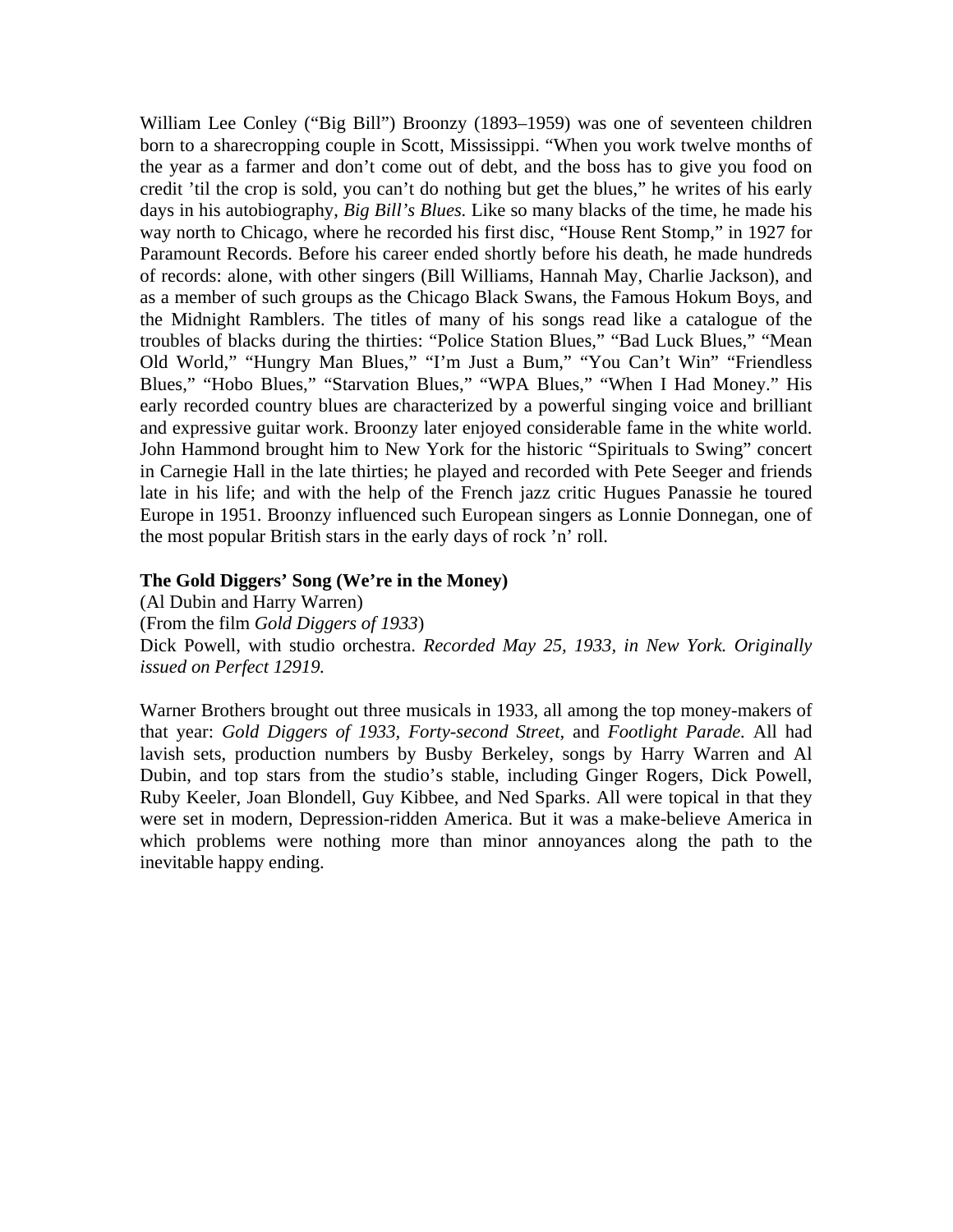William Lee Conley ("Big Bill") Broonzy (1893–1959) was one of seventeen children born to a sharecropping couple in Scott, Mississippi. "When you work twelve months of the year as a farmer and don't come out of debt, and the boss has to give you food on credit 'til the crop is sold, you can't do nothing but get the blues," he writes of his early days in his autobiography, *Big Bill's Blues.* Like so many blacks of the time, he made his way north to Chicago, where he recorded his first disc, "House Rent Stomp," in 1927 for Paramount Records. Before his career ended shortly before his death, he made hundreds of records: alone, with other singers (Bill Williams, Hannah May, Charlie Jackson), and as a member of such groups as the Chicago Black Swans, the Famous Hokum Boys, and the Midnight Ramblers. The titles of many of his songs read like a catalogue of the troubles of blacks during the thirties: "Police Station Blues," "Bad Luck Blues," "Mean Old World," "Hungry Man Blues," "I'm Just a Bum," "You Can't Win" "Friendless Blues," "Hobo Blues," "Starvation Blues," "WPA Blues," "When I Had Money." His early recorded country blues are characterized by a powerful singing voice and brilliant and expressive guitar work. Broonzy later enjoyed considerable fame in the white world. John Hammond brought him to New York for the historic "Spirituals to Swing" concert in Carnegie Hall in the late thirties; he played and recorded with Pete Seeger and friends late in his life; and with the help of the French jazz critic Hugues Panassie he toured Europe in 1951. Broonzy influenced such European singers as Lonnie Donnegan, one of the most popular British stars in the early days of rock 'n' roll.

**The Gold Diggers' Song (We're in the Money)**
(Al Dubin and Harry Warren)
(From the film *Gold Diggers of 1933*)
Dick Powell, with studio orchestra. *Recorded May 25, 1933, in New York. Originally issued on Perfect 12919.*

Warner Brothers brought out three musicals in 1933, all among the top money-makers of that year: *Gold Diggers of 1933, Forty-second Street,* and *Footlight Parade.* All had lavish sets, production numbers by Busby Berkeley, songs by Harry Warren and Al Dubin, and top stars from the studio's stable, including Ginger Rogers, Dick Powell, Ruby Keeler, Joan Blondell, Guy Kibbee, and Ned Sparks. All were topical in that they were set in modern, Depression-ridden America. But it was a make-believe America in which problems were nothing more than minor annoyances along the path to the inevitable happy ending.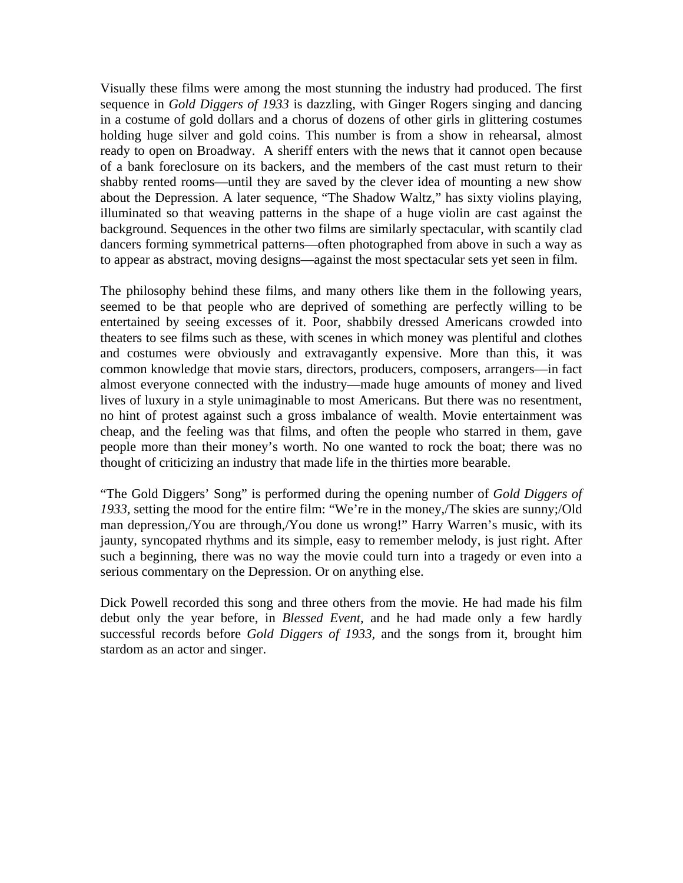Visually these films were among the most stunning the industry had produced. The first sequence in *Gold Diggers of 1933* is dazzling, with Ginger Rogers singing and dancing in a costume of gold dollars and a chorus of dozens of other girls in glittering costumes holding huge silver and gold coins. This number is from a show in rehearsal, almost ready to open on Broadway. A sheriff enters with the news that it cannot open because of a bank foreclosure on its backers, and the members of the cast must return to their shabby rented rooms—until they are saved by the clever idea of mounting a new show about the Depression. A later sequence, "The Shadow Waltz," has sixty violins playing, illuminated so that weaving patterns in the shape of a huge violin are cast against the background. Sequences in the other two films are similarly spectacular, with scantily clad dancers forming symmetrical patterns—often photographed from above in such a way as to appear as abstract, moving designs—against the most spectacular sets yet seen in film.

The philosophy behind these films, and many others like them in the following years, seemed to be that people who are deprived of something are perfectly willing to be entertained by seeing excesses of it. Poor, shabbily dressed Americans crowded into theaters to see films such as these, with scenes in which money was plentiful and clothes and costumes were obviously and extravagantly expensive. More than this, it was common knowledge that movie stars, directors, producers, composers, arrangers—in fact almost everyone connected with the industry—made huge amounts of money and lived lives of luxury in a style unimaginable to most Americans. But there was no resentment, no hint of protest against such a gross imbalance of wealth. Movie entertainment was cheap, and the feeling was that films, and often the people who starred in them, gave people more than their money's worth. No one wanted to rock the boat; there was no thought of criticizing an industry that made life in the thirties more bearable.

"The Gold Diggers' Song" is performed during the opening number of *Gold Diggers of 1933*, setting the mood for the entire film: "We're in the money,/The skies are sunny;/Old man depression,/You are through,/You done us wrong!" Harry Warren's music, with its jaunty, syncopated rhythms and its simple, easy to remember melody, is just right. After such a beginning, there was no way the movie could turn into a tragedy or even into a serious commentary on the Depression. Or on anything else.

Dick Powell recorded this song and three others from the movie. He had made his film debut only the year before, in *Blessed Event,* and he had made only a few hardly successful records before *Gold Diggers of 1933,* and the songs from it, brought him stardom as an actor and singer.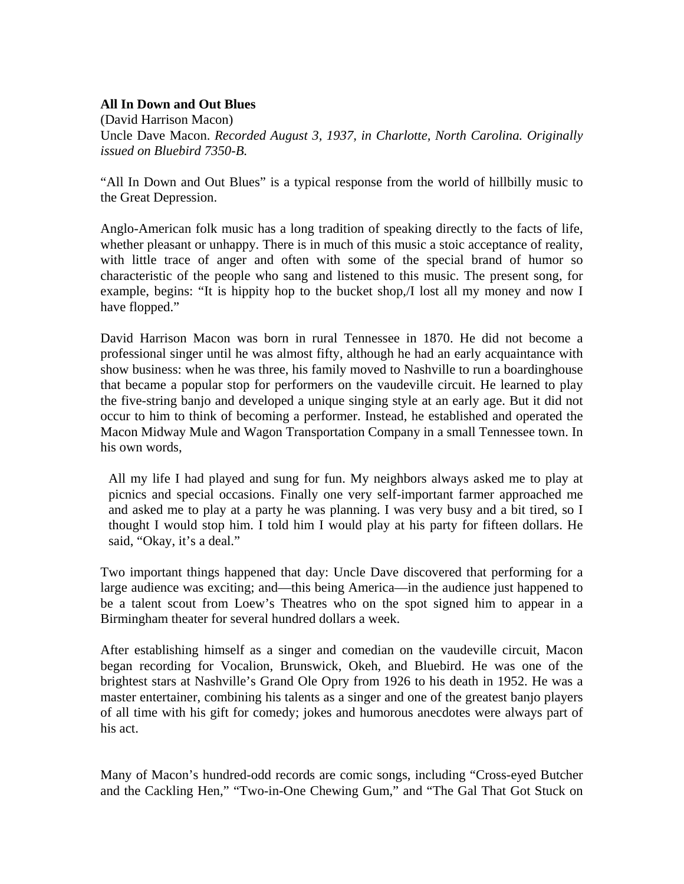**All In Down and Out Blues**
(David Harrison Macon)
Uncle Dave Macon. *Recorded August 3, 1937, in Charlotte, North Carolina. Originally issued on Bluebird 7350-B.*

"All In Down and Out Blues" is a typical response from the world of hillbilly music to the Great Depression.

Anglo-American folk music has a long tradition of speaking directly to the facts of life, whether pleasant or unhappy. There is in much of this music a stoic acceptance of reality, with little trace of anger and often with some of the special brand of humor so characteristic of the people who sang and listened to this music. The present song, for example, begins: "It is hippity hop to the bucket shop,/I lost all my money and now I have flopped."

David Harrison Macon was born in rural Tennessee in 1870. He did not become a professional singer until he was almost fifty, although he had an early acquaintance with show business: when he was three, his family moved to Nashville to run a boardinghouse that became a popular stop for performers on the vaudeville circuit. He learned to play the five-string banjo and developed a unique singing style at an early age. But it did not occur to him to think of becoming a performer. Instead, he established and operated the Macon Midway Mule and Wagon Transportation Company in a small Tennessee town. In his own words,

> All my life I had played and sung for fun. My neighbors always asked me to play at picnics and special occasions. Finally one very self-important farmer approached me and asked me to play at a party he was planning. I was very busy and a bit tired, so I thought I would stop him. I told him I would play at his party for fifteen dollars. He said, "Okay, it's a deal."

Two important things happened that day: Uncle Dave discovered that performing for a large audience was exciting; and—this being America—in the audience just happened to be a talent scout from Loew's Theatres who on the spot signed him to appear in a Birmingham theater for several hundred dollars a week.

After establishing himself as a singer and comedian on the vaudeville circuit, Macon began recording for Vocalion, Brunswick, Okeh, and Bluebird. He was one of the brightest stars at Nashville's Grand Ole Opry from 1926 to his death in 1952. He was a master entertainer, combining his talents as a singer and one of the greatest banjo players of all time with his gift for comedy; jokes and humorous anecdotes were always part of his act.

Many of Macon's hundred-odd records are comic songs, including "Cross-eyed Butcher and the Cackling Hen," "Two-in-One Chewing Gum," and "The Gal That Got Stuck on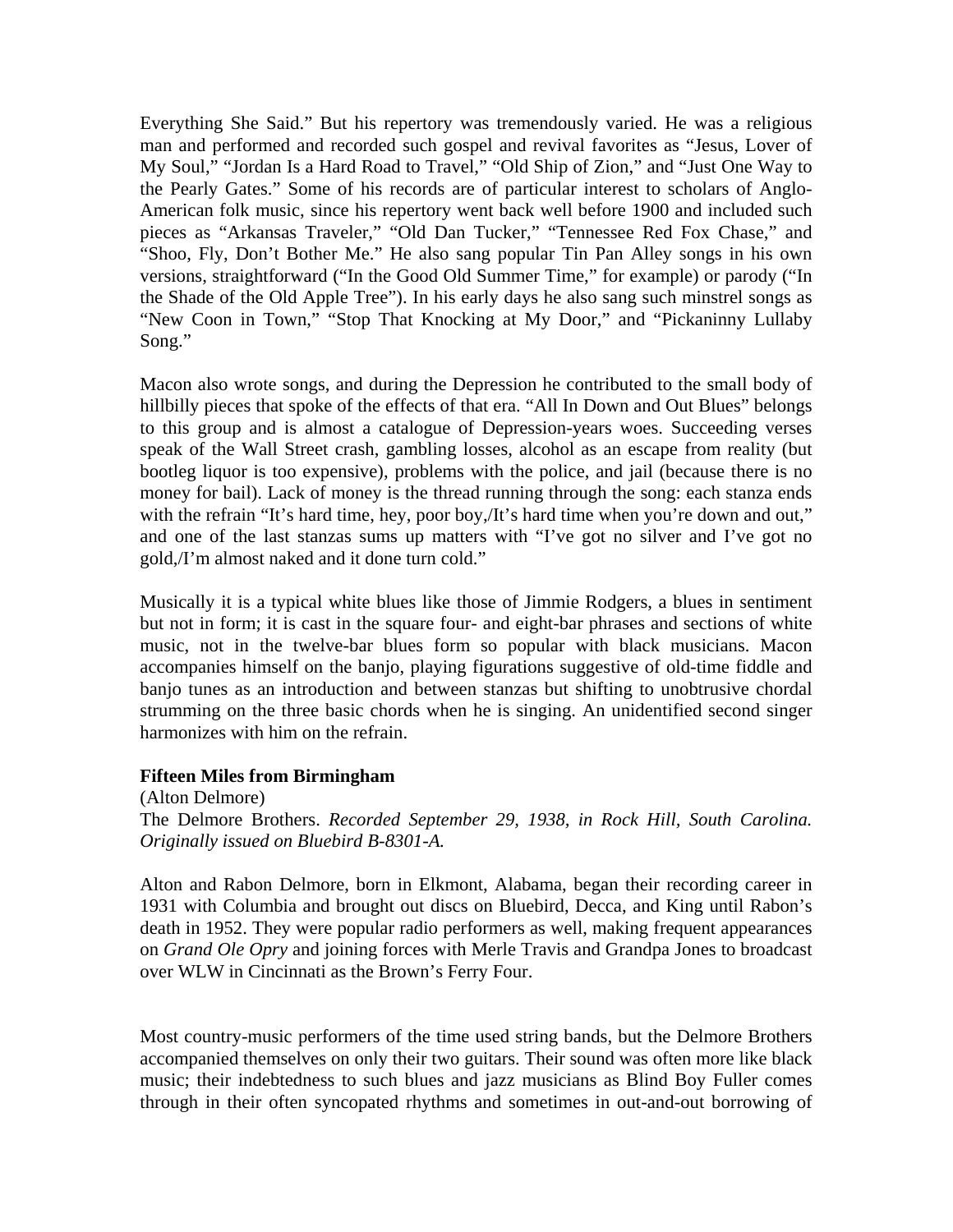Everything She Said." But his repertory was tremendously varied. He was a religious man and performed and recorded such gospel and revival favorites as "Jesus, Lover of My Soul," "Jordan Is a Hard Road to Travel," "Old Ship of Zion," and "Just One Way to the Pearly Gates." Some of his records are of particular interest to scholars of Anglo-American folk music, since his repertory went back well before 1900 and included such pieces as "Arkansas Traveler," "Old Dan Tucker," "Tennessee Red Fox Chase," and "Shoo, Fly, Don't Bother Me." He also sang popular Tin Pan Alley songs in his own versions, straightforward ("In the Good Old Summer Time," for example) or parody ("In the Shade of the Old Apple Tree"). In his early days he also sang such minstrel songs as "New Coon in Town," "Stop That Knocking at My Door," and "Pickaninny Lullaby Song."

Macon also wrote songs, and during the Depression he contributed to the small body of hillbilly pieces that spoke of the effects of that era. "All In Down and Out Blues" belongs to this group and is almost a catalogue of Depression-years woes. Succeeding verses speak of the Wall Street crash, gambling losses, alcohol as an escape from reality (but bootleg liquor is too expensive), problems with the police, and jail (because there is no money for bail). Lack of money is the thread running through the song: each stanza ends with the refrain "It's hard time, hey, poor boy,/It's hard time when you're down and out," and one of the last stanzas sums up matters with "I've got no silver and I've got no gold,/I'm almost naked and it done turn cold."

Musically it is a typical white blues like those of Jimmie Rodgers, a blues in sentiment but not in form; it is cast in the square four- and eight-bar phrases and sections of white music, not in the twelve-bar blues form so popular with black musicians. Macon accompanies himself on the banjo, playing figurations suggestive of old-time fiddle and banjo tunes as an introduction and between stanzas but shifting to unobtrusive chordal strumming on the three basic chords when he is singing. An unidentified second singer harmonizes with him on the refrain.

**Fifteen Miles from Birmingham**

(Alton Delmore)

The Delmore Brothers. *Recorded September 29, 1938, in Rock Hill, South Carolina. Originally issued on Bluebird B-8301-A.*

Alton and Rabon Delmore, born in Elkmont, Alabama, began their recording career in 1931 with Columbia and brought out discs on Bluebird, Decca, and King until Rabon's death in 1952. They were popular radio performers as well, making frequent appearances on *Grand Ole Opry* and joining forces with Merle Travis and Grandpa Jones to broadcast over WLW in Cincinnati as the Brown's Ferry Four.

Most country-music performers of the time used string bands, but the Delmore Brothers accompanied themselves on only their two guitars. Their sound was often more like black music; their indebtedness to such blues and jazz musicians as Blind Boy Fuller comes through in their often syncopated rhythms and sometimes in out-and-out borrowing of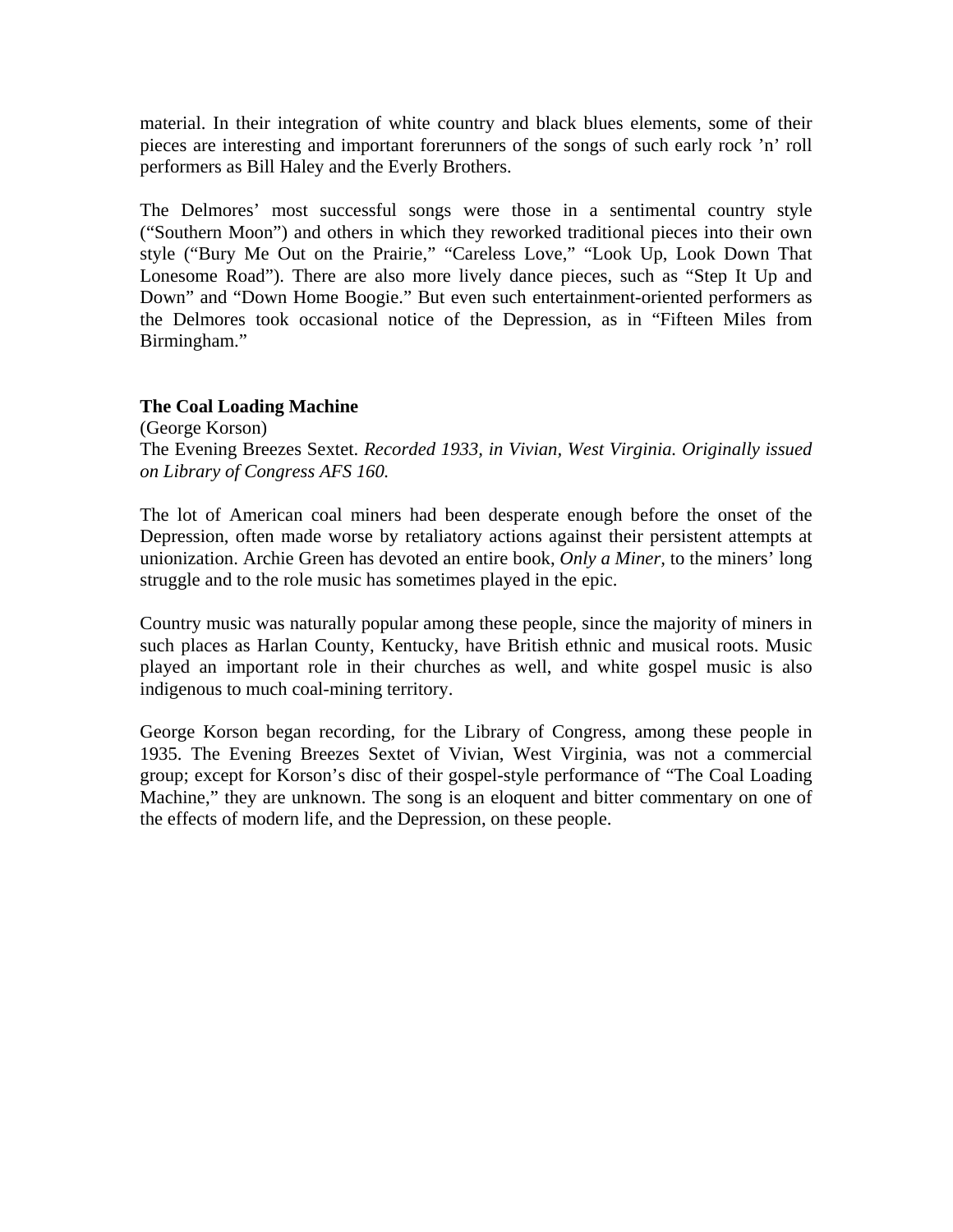material. In their integration of white country and black blues elements, some of their pieces are interesting and important forerunners of the songs of such early rock 'n' roll performers as Bill Haley and the Everly Brothers.

The Delmores' most successful songs were those in a sentimental country style ("Southern Moon") and others in which they reworked traditional pieces into their own style ("Bury Me Out on the Prairie," "Careless Love," "Look Up, Look Down That Lonesome Road"). There are also more lively dance pieces, such as "Step It Up and Down" and "Down Home Boogie." But even such entertainment-oriented performers as the Delmores took occasional notice of the Depression, as in "Fifteen Miles from Birmingham."

**The Coal Loading Machine**
(George Korson)
The Evening Breezes Sextet. *Recorded 1933, in Vivian, West Virginia. Originally issued on Library of Congress AFS 160.*

The lot of American coal miners had been desperate enough before the onset of the Depression, often made worse by retaliatory actions against their persistent attempts at unionization. Archie Green has devoted an entire book, *Only a Miner,* to the miners' long struggle and to the role music has sometimes played in the epic.

Country music was naturally popular among these people, since the majority of miners in such places as Harlan County, Kentucky, have British ethnic and musical roots. Music played an important role in their churches as well, and white gospel music is also indigenous to much coal-mining territory.

George Korson began recording, for the Library of Congress, among these people in 1935. The Evening Breezes Sextet of Vivian, West Virginia, was not a commercial group; except for Korson's disc of their gospel-style performance of "The Coal Loading Machine," they are unknown. The song is an eloquent and bitter commentary on one of the effects of modern life, and the Depression, on these people.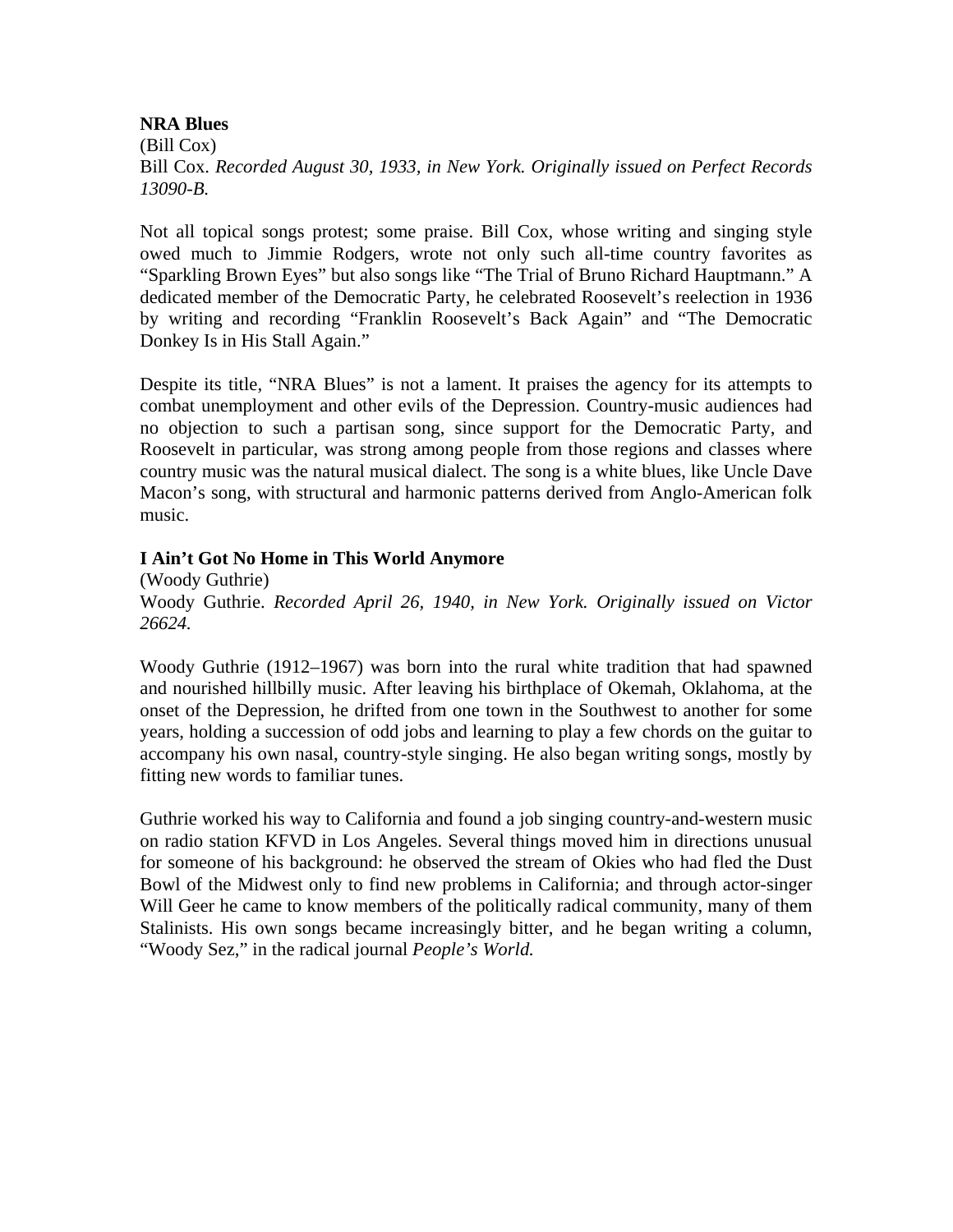**NRA Blues**

(Bill Cox)

Bill Cox. *Recorded August 30, 1933, in New York. Originally issued on Perfect Records 13090-B.*

Not all topical songs protest; some praise. Bill Cox, whose writing and singing style owed much to Jimmie Rodgers, wrote not only such all-time country favorites as "Sparkling Brown Eyes" but also songs like "The Trial of Bruno Richard Hauptmann." A dedicated member of the Democratic Party, he celebrated Roosevelt's reelection in 1936 by writing and recording "Franklin Roosevelt's Back Again" and "The Democratic Donkey Is in His Stall Again."

Despite its title, "NRA Blues" is not a lament. It praises the agency for its attempts to combat unemployment and other evils of the Depression. Country-music audiences had no objection to such a partisan song, since support for the Democratic Party, and Roosevelt in particular, was strong among people from those regions and classes where country music was the natural musical dialect. The song is a white blues, like Uncle Dave Macon's song, with structural and harmonic patterns derived from Anglo-American folk music.

**I Ain't Got No Home in This World Anymore**

(Woody Guthrie)

Woody Guthrie. *Recorded April 26, 1940, in New York. Originally issued on Victor 26624.*

Woody Guthrie (1912–1967) was born into the rural white tradition that had spawned and nourished hillbilly music. After leaving his birthplace of Okemah, Oklahoma, at the onset of the Depression, he drifted from one town in the Southwest to another for some years, holding a succession of odd jobs and learning to play a few chords on the guitar to accompany his own nasal, country-style singing. He also began writing songs, mostly by fitting new words to familiar tunes.

Guthrie worked his way to California and found a job singing country-and-western music on radio station KFVD in Los Angeles. Several things moved him in directions unusual for someone of his background: he observed the stream of Okies who had fled the Dust Bowl of the Midwest only to find new problems in California; and through actor-singer Will Geer he came to know members of the politically radical community, many of them Stalinists. His own songs became increasingly bitter, and he began writing a column, "Woody Sez," in the radical journal *People's World.*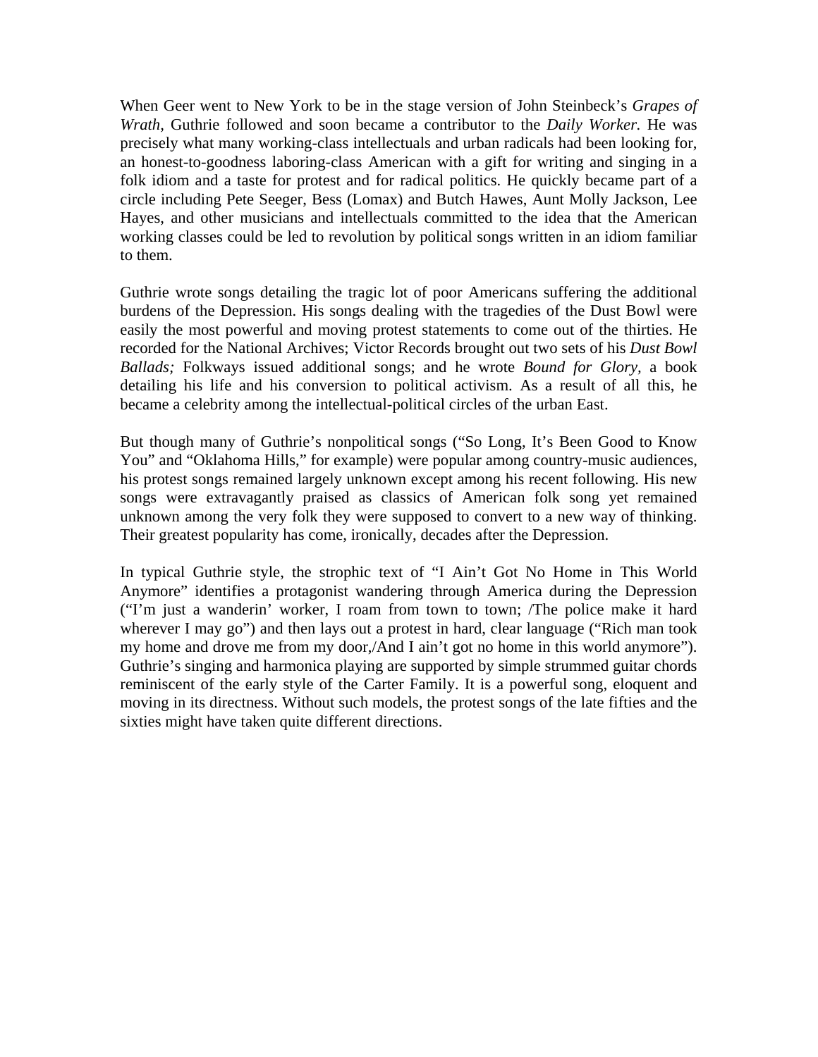When Geer went to New York to be in the stage version of John Steinbeck's *Grapes of Wrath,* Guthrie followed and soon became a contributor to the *Daily Worker.* He was precisely what many working-class intellectuals and urban radicals had been looking for, an honest-to-goodness laboring-class American with a gift for writing and singing in a folk idiom and a taste for protest and for radical politics. He quickly became part of a circle including Pete Seeger, Bess (Lomax) and Butch Hawes, Aunt Molly Jackson, Lee Hayes, and other musicians and intellectuals committed to the idea that the American working classes could be led to revolution by political songs written in an idiom familiar to them.

Guthrie wrote songs detailing the tragic lot of poor Americans suffering the additional burdens of the Depression. His songs dealing with the tragedies of the Dust Bowl were easily the most powerful and moving protest statements to come out of the thirties. He recorded for the National Archives; Victor Records brought out two sets of his *Dust Bowl Ballads;* Folkways issued additional songs; and he wrote *Bound for Glory,* a book detailing his life and his conversion to political activism. As a result of all this, he became a celebrity among the intellectual-political circles of the urban East.

But though many of Guthrie's nonpolitical songs ("So Long, It's Been Good to Know You" and "Oklahoma Hills," for example) were popular among country-music audiences, his protest songs remained largely unknown except among his recent following. His new songs were extravagantly praised as classics of American folk song yet remained unknown among the very folk they were supposed to convert to a new way of thinking. Their greatest popularity has come, ironically, decades after the Depression.

In typical Guthrie style, the strophic text of "I Ain't Got No Home in This World Anymore" identifies a protagonist wandering through America during the Depression ("I'm just a wanderin' worker, I roam from town to town; /The police make it hard wherever I may go") and then lays out a protest in hard, clear language ("Rich man took my home and drove me from my door,/And I ain't got no home in this world anymore"). Guthrie's singing and harmonica playing are supported by simple strummed guitar chords reminiscent of the early style of the Carter Family. It is a powerful song, eloquent and moving in its directness. Without such models, the protest songs of the late fifties and the sixties might have taken quite different directions.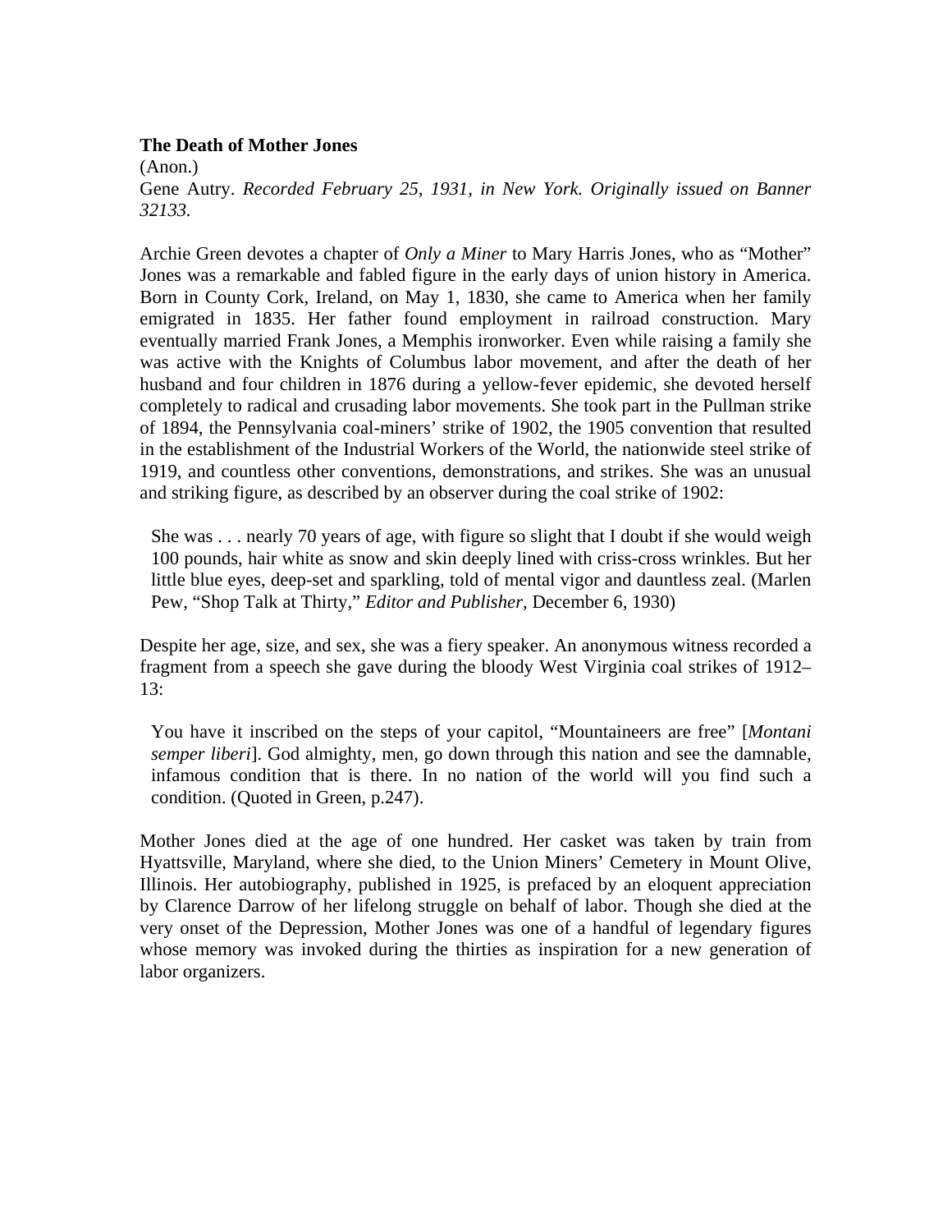**The Death of Mother Jones**

(Anon.)

Gene Autry. *Recorded February 25, 1931, in New York. Originally issued on Banner 32133.*

Archie Green devotes a chapter of *Only a Miner* to Mary Harris Jones, who as “Mother” Jones was a remarkable and fabled figure in the early days of union history in America. Born in County Cork, Ireland, on May 1, 1830, she came to America when her family emigrated in 1835. Her father found employment in railroad construction. Mary eventually married Frank Jones, a Memphis ironworker. Even while raising a family she was active with the Knights of Columbus labor movement, and after the death of her husband and four children in 1876 during a yellow-fever epidemic, she devoted herself completely to radical and crusading labor movements. She took part in the Pullman strike of 1894, the Pennsylvania coal-miners’ strike of 1902, the 1905 convention that resulted in the establishment of the Industrial Workers of the World, the nationwide steel strike of 1919, and countless other conventions, demonstrations, and strikes. She was an unusual and striking figure, as described by an observer during the coal strike of 1902:

> She was . . . nearly 70 years of age, with figure so slight that I doubt if she would weigh 100 pounds, hair white as snow and skin deeply lined with criss-cross wrinkles. But her little blue eyes, deep-set and sparkling, told of mental vigor and dauntless zeal. (Marlen Pew, “Shop Talk at Thirty,” *Editor and Publisher,* December 6, 1930)

Despite her age, size, and sex, she was a fiery speaker. An anonymous witness recorded a fragment from a speech she gave during the bloody West Virginia coal strikes of 1912–13:

> You have it inscribed on the steps of your capitol, “Mountaineers are free” [*Montani semper liberi*]. God almighty, men, go down through this nation and see the damnable, infamous condition that is there. In no nation of the world will you find such a condition. (Quoted in Green, p.247).

Mother Jones died at the age of one hundred. Her casket was taken by train from Hyattsville, Maryland, where she died, to the Union Miners’ Cemetery in Mount Olive, Illinois. Her autobiography, published in 1925, is prefaced by an eloquent appreciation by Clarence Darrow of her lifelong struggle on behalf of labor. Though she died at the very onset of the Depression, Mother Jones was one of a handful of legendary figures whose memory was invoked during the thirties as inspiration for a new generation of labor organizers.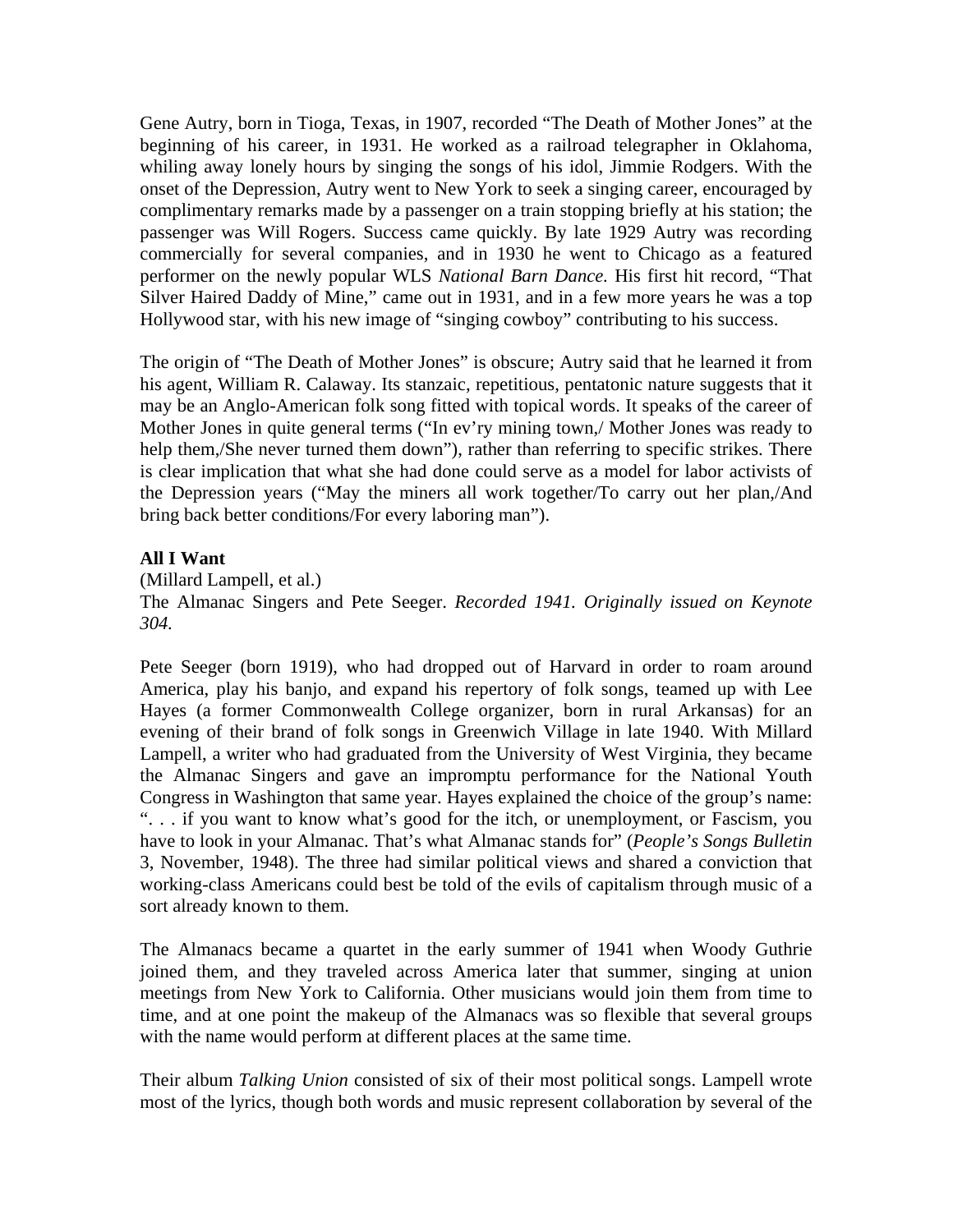Gene Autry, born in Tioga, Texas, in 1907, recorded "The Death of Mother Jones" at the beginning of his career, in 1931. He worked as a railroad telegrapher in Oklahoma, whiling away lonely hours by singing the songs of his idol, Jimmie Rodgers. With the onset of the Depression, Autry went to New York to seek a singing career, encouraged by complimentary remarks made by a passenger on a train stopping briefly at his station; the passenger was Will Rogers. Success came quickly. By late 1929 Autry was recording commercially for several companies, and in 1930 he went to Chicago as a featured performer on the newly popular WLS *National Barn Dance.* His first hit record, "That Silver Haired Daddy of Mine," came out in 1931, and in a few more years he was a top Hollywood star, with his new image of "singing cowboy" contributing to his success.

The origin of "The Death of Mother Jones" is obscure; Autry said that he learned it from his agent, William R. Calaway. Its stanzaic, repetitious, pentatonic nature suggests that it may be an Anglo-American folk song fitted with topical words. It speaks of the career of Mother Jones in quite general terms ("In ev'ry mining town,/ Mother Jones was ready to help them,/She never turned them down"), rather than referring to specific strikes. There is clear implication that what she had done could serve as a model for labor activists of the Depression years ("May the miners all work together/To carry out her plan,/And bring back better conditions/For every laboring man").

**All I Want**
(Millard Lampell, et al.)
The Almanac Singers and Pete Seeger. *Recorded 1941. Originally issued on Keynote 304.*

Pete Seeger (born 1919), who had dropped out of Harvard in order to roam around America, play his banjo, and expand his repertory of folk songs, teamed up with Lee Hayes (a former Commonwealth College organizer, born in rural Arkansas) for an evening of their brand of folk songs in Greenwich Village in late 1940. With Millard Lampell, a writer who had graduated from the University of West Virginia, they became the Almanac Singers and gave an impromptu performance for the National Youth Congress in Washington that same year. Hayes explained the choice of the group's name: ". . . if you want to know what's good for the itch, or unemployment, or Fascism, you have to look in your Almanac. That's what Almanac stands for" (*People's Songs Bulletin* 3, November, 1948). The three had similar political views and shared a conviction that working-class Americans could best be told of the evils of capitalism through music of a sort already known to them.

The Almanacs became a quartet in the early summer of 1941 when Woody Guthrie joined them, and they traveled across America later that summer, singing at union meetings from New York to California. Other musicians would join them from time to time, and at one point the makeup of the Almanacs was so flexible that several groups with the name would perform at different places at the same time.

Their album *Talking Union* consisted of six of their most political songs. Lampell wrote most of the lyrics, though both words and music represent collaboration by several of the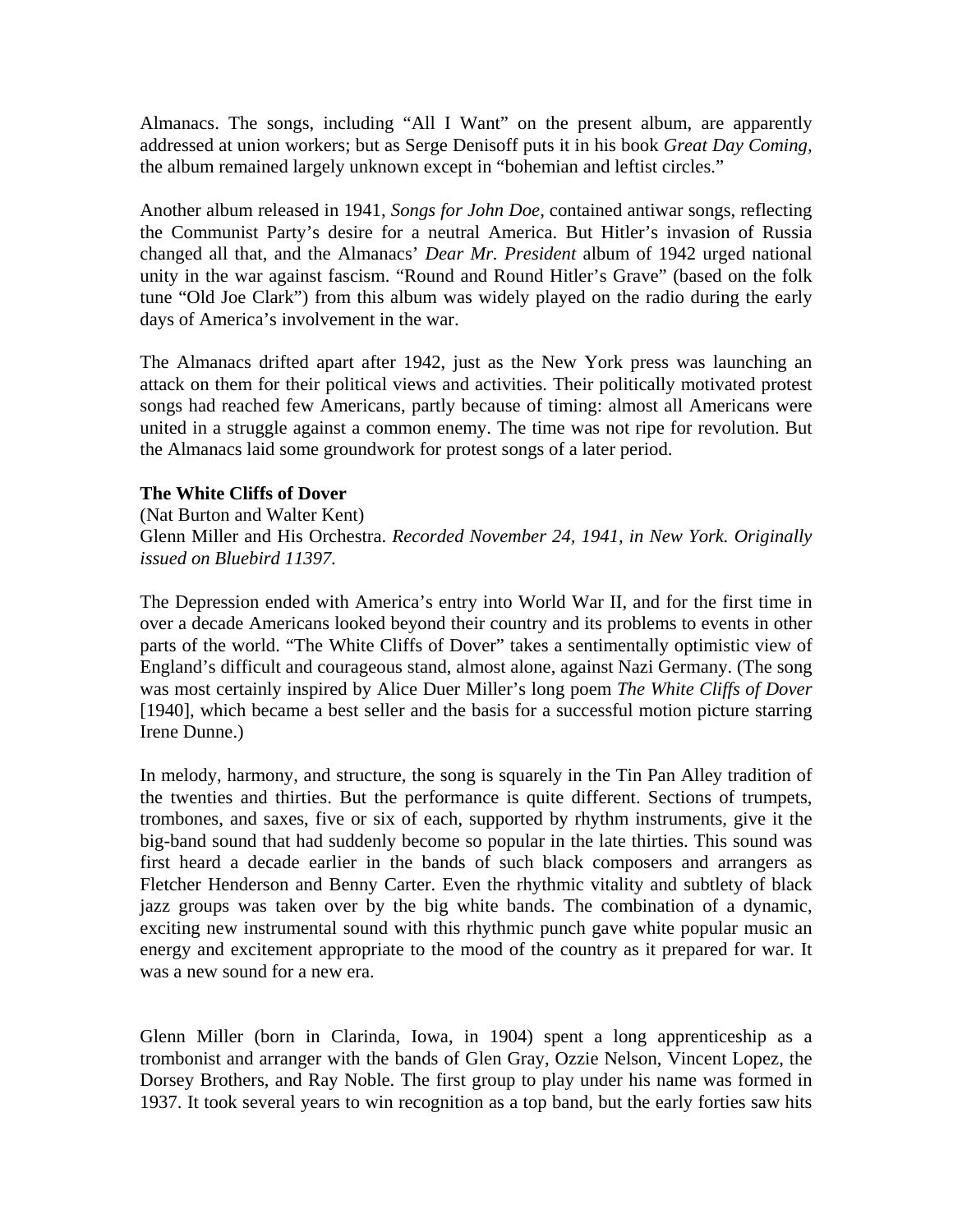Almanacs. The songs, including “All I Want” on the present album, are apparently addressed at union workers; but as Serge Denisoff puts it in his book *Great Day Coming*, the album remained largely unknown except in “bohemian and leftist circles.”

Another album released in 1941, *Songs for John Doe*, contained antiwar songs, reflecting the Communist Party’s desire for a neutral America. But Hitler’s invasion of Russia changed all that, and the Almanacs’ *Dear Mr. President* album of 1942 urged national unity in the war against fascism. “Round and Round Hitler’s Grave” (based on the folk tune “Old Joe Clark”) from this album was widely played on the radio during the early days of America’s involvement in the war.

The Almanacs drifted apart after 1942, just as the New York press was launching an attack on them for their political views and activities. Their politically motivated protest songs had reached few Americans, partly because of timing: almost all Americans were united in a struggle against a common enemy. The time was not ripe for revolution. But the Almanacs laid some groundwork for protest songs of a later period.

**The White Cliffs of Dover**

(Nat Burton and Walter Kent)
Glenn Miller and His Orchestra. *Recorded November 24, 1941, in New York. Originally issued on Bluebird 11397.*

The Depression ended with America’s entry into World War II, and for the first time in over a decade Americans looked beyond their country and its problems to events in other parts of the world. “The White Cliffs of Dover” takes a sentimentally optimistic view of England’s difficult and courageous stand, almost alone, against Nazi Germany. (The song was most certainly inspired by Alice Duer Miller’s long poem *The White Cliffs of Dover* [1940], which became a best seller and the basis for a successful motion picture starring Irene Dunne.)

In melody, harmony, and structure, the song is squarely in the Tin Pan Alley tradition of the twenties and thirties. But the performance is quite different. Sections of trumpets, trombones, and saxes, five or six of each, supported by rhythm instruments, give it the big-band sound that had suddenly become so popular in the late thirties. This sound was first heard a decade earlier in the bands of such black composers and arrangers as Fletcher Henderson and Benny Carter. Even the rhythmic vitality and subtlety of black jazz groups was taken over by the big white bands. The combination of a dynamic, exciting new instrumental sound with this rhythmic punch gave white popular music an energy and excitement appropriate to the mood of the country as it prepared for war. It was a new sound for a new era.

Glenn Miller (born in Clarinda, Iowa, in 1904) spent a long apprenticeship as a trombonist and arranger with the bands of Glen Gray, Ozzie Nelson, Vincent Lopez, the Dorsey Brothers, and Ray Noble. The first group to play under his name was formed in 1937. It took several years to win recognition as a top band, but the early forties saw hits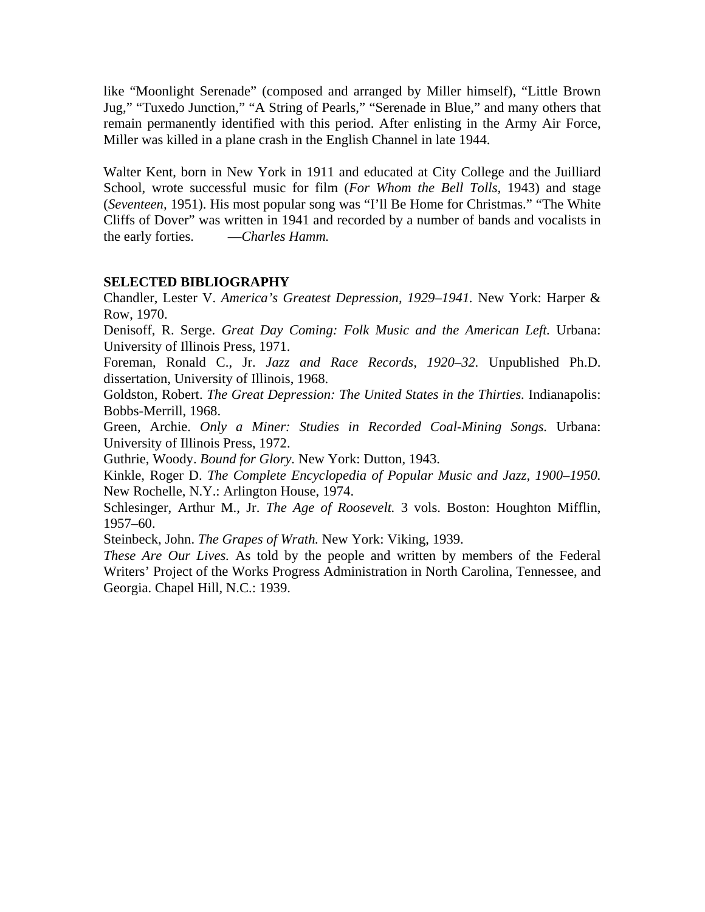like “Moonlight Serenade” (composed and arranged by Miller himself), “Little Brown Jug,” “Tuxedo Junction,” “A String of Pearls,” “Serenade in Blue,” and many others that remain permanently identified with this period. After enlisting in the Army Air Force, Miller was killed in a plane crash in the English Channel in late 1944.

Walter Kent, born in New York in 1911 and educated at City College and the Juilliard School, wrote successful music for film (*For Whom the Bell Tolls,* 1943) and stage (*Seventeen,* 1951). His most popular song was “I’ll Be Home for Christmas.” “The White Cliffs of Dover” was written in 1941 and recorded by a number of bands and vocalists in the early forties. —*Charles Hamm.*

**SELECTED BIBLIOGRAPHY**

Chandler, Lester V. *America’s Greatest Depression, 1929–1941.* New York: Harper & Row, 1970.

Denisoff, R. Serge. *Great Day Coming: Folk Music and the American Left.* Urbana: University of Illinois Press, 1971.

Foreman, Ronald C., Jr. *Jazz and Race Records, 1920–32.* Unpublished Ph.D. dissertation, University of Illinois, 1968.

Goldston, Robert. *The Great Depression: The United States in the Thirties.* Indianapolis: Bobbs-Merrill, 1968.

Green, Archie. *Only a Miner: Studies in Recorded Coal-Mining Songs.* Urbana: University of Illinois Press, 1972.

Guthrie, Woody. *Bound for Glory.* New York: Dutton, 1943.

Kinkle, Roger D. *The Complete Encyclopedia of Popular Music and Jazz, 1900–1950.* New Rochelle, N.Y.: Arlington House, 1974.

Schlesinger, Arthur M., Jr. *The Age of Roosevelt.* 3 vols. Boston: Houghton Mifflin, 1957–60.

Steinbeck, John. *The Grapes of Wrath.* New York: Viking, 1939.

*These Are Our Lives.* As told by the people and written by members of the Federal Writers’ Project of the Works Progress Administration in North Carolina, Tennessee, and Georgia. Chapel Hill, N.C.: 1939.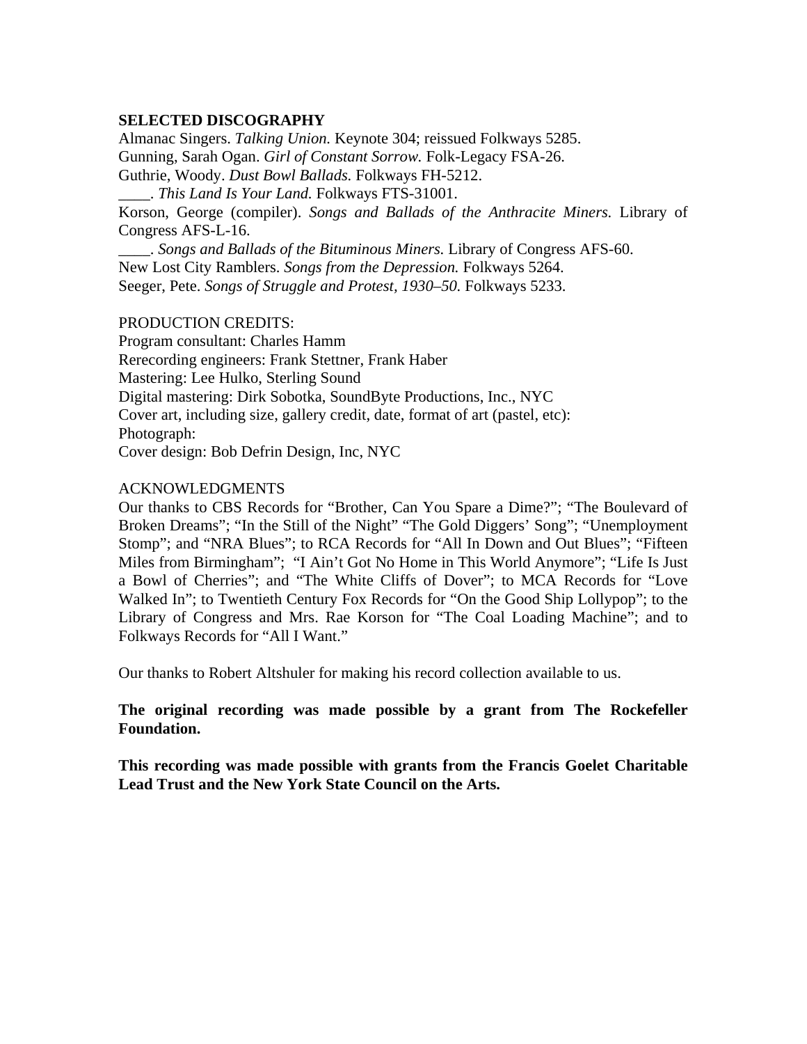**SELECTED DISCOGRAPHY**

Almanac Singers. *Talking Union.* Keynote 304; reissued Folkways 5285.
Gunning, Sarah Ogan. *Girl of Constant Sorrow.* Folk-Legacy FSA-26.
Guthrie, Woody. *Dust Bowl Ballads.* Folkways FH-5212.
____. *This Land Is Your Land.* Folkways FTS-31001.
Korson, George (compiler). *Songs and Ballads of the Anthracite Miners.* Library of Congress AFS-L-16.
____. *Songs and Ballads of the Bituminous Miners.* Library of Congress AFS-60.
New Lost City Ramblers. *Songs from the Depression.* Folkways 5264.
Seeger, Pete. *Songs of Struggle and Protest, 1930–50.* Folkways 5233.

PRODUCTION CREDITS:
Program consultant: Charles Hamm
Rerecording engineers: Frank Stettner, Frank Haber
Mastering: Lee Hulko, Sterling Sound
Digital mastering: Dirk Sobotka, SoundByte Productions, Inc., NYC
Cover art, including size, gallery credit, date, format of art (pastel, etc):
Photograph:
Cover design: Bob Defrin Design, Inc, NYC

ACKNOWLEDGMENTS
Our thanks to CBS Records for "Brother, Can You Spare a Dime?"; "The Boulevard of Broken Dreams"; "In the Still of the Night" "The Gold Diggers' Song"; "Unemployment Stomp"; and "NRA Blues"; to RCA Records for "All In Down and Out Blues"; "Fifteen Miles from Birmingham"; "I Ain't Got No Home in This World Anymore"; "Life Is Just a Bowl of Cherries"; and "The White Cliffs of Dover"; to MCA Records for "Love Walked In"; to Twentieth Century Fox Records for "On the Good Ship Lollypop"; to the Library of Congress and Mrs. Rae Korson for "The Coal Loading Machine"; and to Folkways Records for "All I Want."

Our thanks to Robert Altshuler for making his record collection available to us.

**The original recording was made possible by a grant from The Rockefeller Foundation.**

**This recording was made possible with grants from the Francis Goelet Charitable Lead Trust and the New York State Council on the Arts.**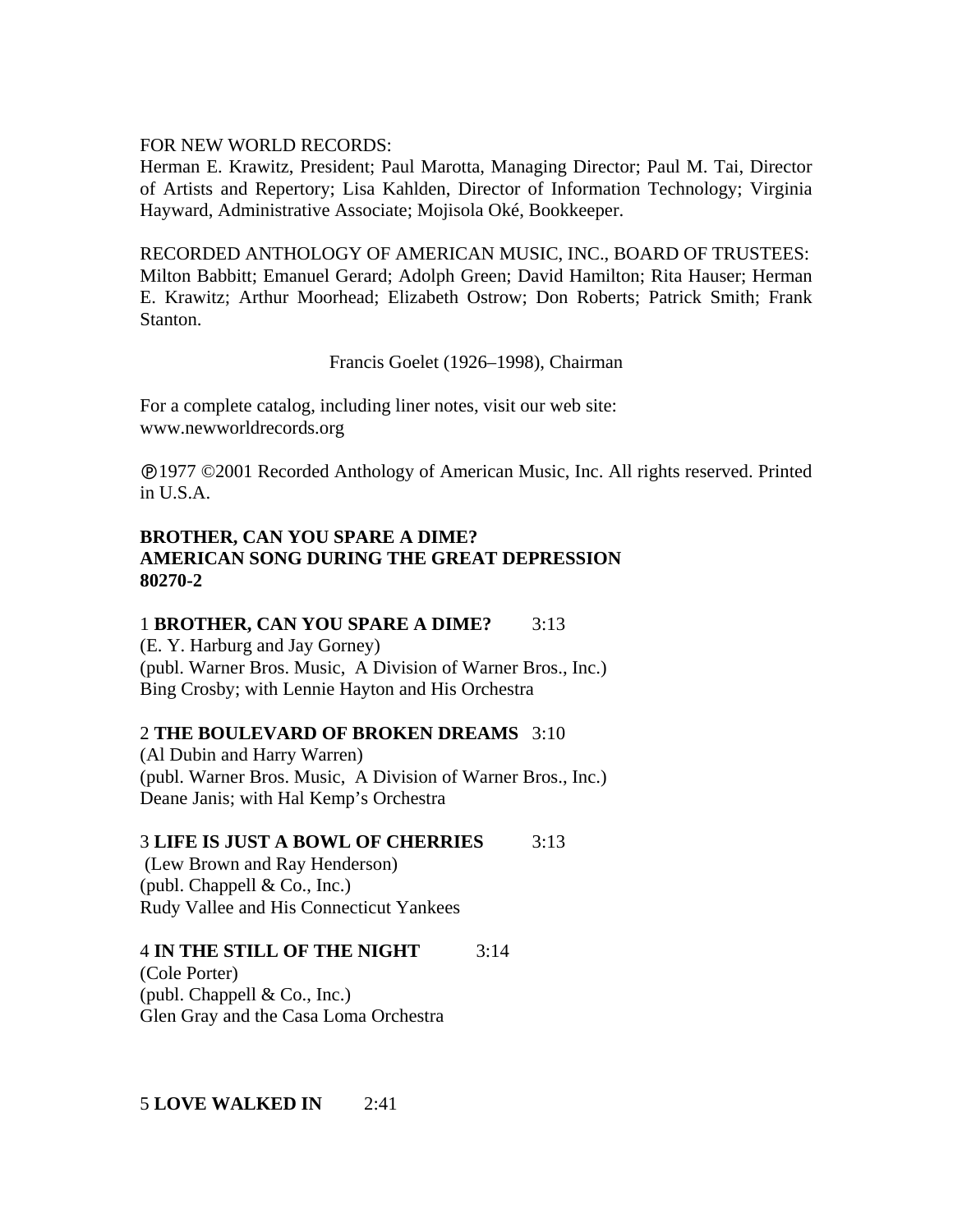FOR NEW WORLD RECORDS:
Herman E. Krawitz, President; Paul Marotta, Managing Director; Paul M. Tai, Director of Artists and Repertory; Lisa Kahlden, Director of Information Technology; Virginia Hayward, Administrative Associate; Mojisola Oké, Bookkeeper.

RECORDED ANTHOLOGY OF AMERICAN MUSIC, INC., BOARD OF TRUSTEES: Milton Babbitt; Emanuel Gerard; Adolph Green; David Hamilton; Rita Hauser; Herman E. Krawitz; Arthur Moorhead; Elizabeth Ostrow; Don Roberts; Patrick Smith; Frank Stanton.

Francis Goelet (1926–1998), Chairman

For a complete catalog, including liner notes, visit our web site:
www.newworldrecords.org

℗1977 ©2001 Recorded Anthology of American Music, Inc. All rights reserved. Printed in U.S.A.

**BROTHER, CAN YOU SPARE A DIME?**
**AMERICAN SONG DURING THE GREAT DEPRESSION**
**80270-2**

1 **BROTHER, CAN YOU SPARE A DIME?** 3:13
(E. Y. Harburg and Jay Gorney)
(publ. Warner Bros. Music, A Division of Warner Bros., Inc.)
Bing Crosby; with Lennie Hayton and His Orchestra

2 **THE BOULEVARD OF BROKEN DREAMS** 3:10
(Al Dubin and Harry Warren)
(publ. Warner Bros. Music, A Division of Warner Bros., Inc.)
Deane Janis; with Hal Kemp's Orchestra

3 **LIFE IS JUST A BOWL OF CHERRIES** 3:13
(Lew Brown and Ray Henderson)
(publ. Chappell & Co., Inc.)
Rudy Vallee and His Connecticut Yankees

4 **IN THE STILL OF THE NIGHT** 3:14
(Cole Porter)
(publ. Chappell & Co., Inc.)
Glen Gray and the Casa Loma Orchestra

5 **LOVE WALKED IN** 2:41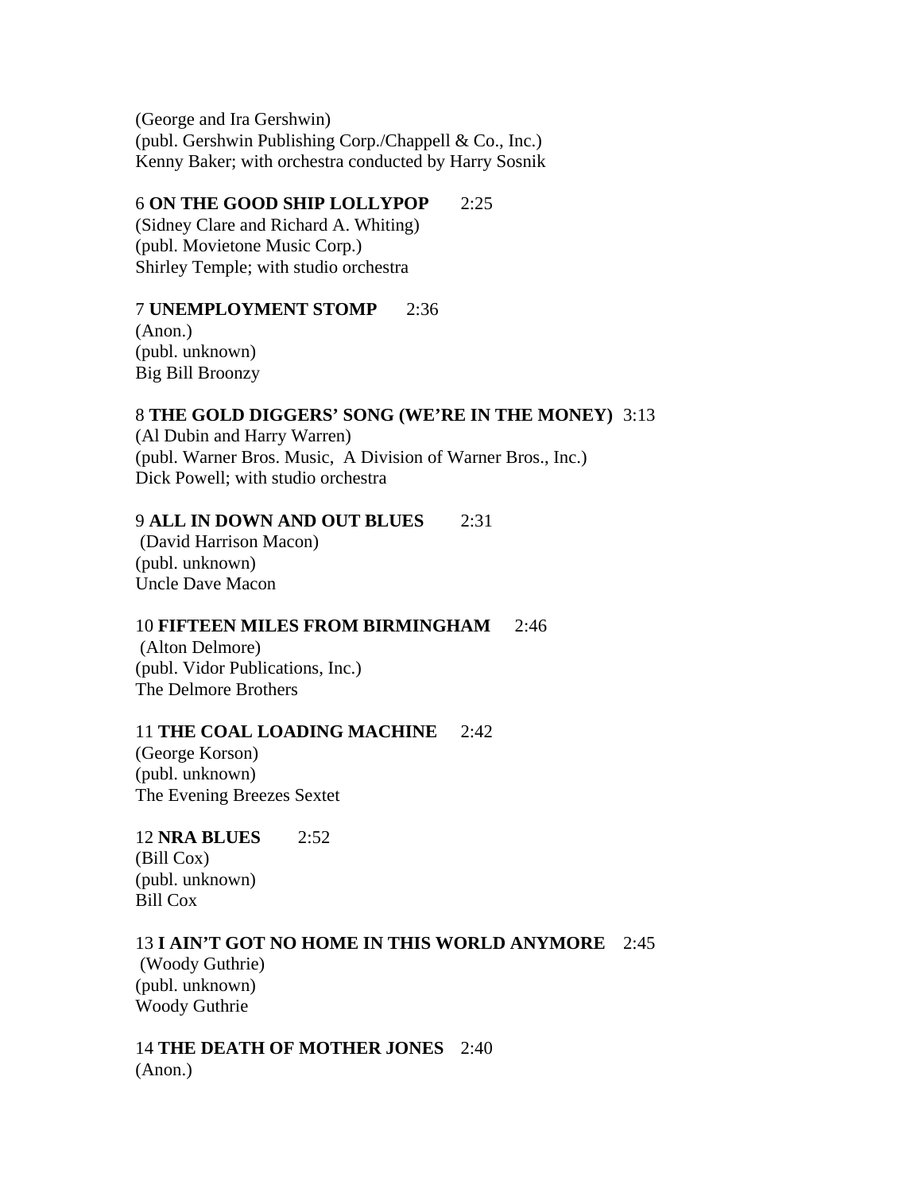(George and Ira Gershwin)
(publ. Gershwin Publishing Corp./Chappell & Co., Inc.)
Kenny Baker; with orchestra conducted by Harry Sosnik

6 **ON THE GOOD SHIP LOLLYPOP** 2:25
(Sidney Clare and Richard A. Whiting)
(publ. Movietone Music Corp.)
Shirley Temple; with studio orchestra

7 **UNEMPLOYMENT STOMP** 2:36
(Anon.)
(publ. unknown)
Big Bill Broonzy

8 **THE GOLD DIGGERS' SONG (WE'RE IN THE MONEY)** 3:13
(Al Dubin and Harry Warren)
(publ. Warner Bros. Music, A Division of Warner Bros., Inc.)
Dick Powell; with studio orchestra

9 **ALL IN DOWN AND OUT BLUES** 2:31
(David Harrison Macon)
(publ. unknown)
Uncle Dave Macon

10 **FIFTEEN MILES FROM BIRMINGHAM** 2:46
(Alton Delmore)
(publ. Vidor Publications, Inc.)
The Delmore Brothers

11 **THE COAL LOADING MACHINE** 2:42
(George Korson)
(publ. unknown)
The Evening Breezes Sextet

12 **NRA BLUES** 2:52
(Bill Cox)
(publ. unknown)
Bill Cox

13 **I AIN'T GOT NO HOME IN THIS WORLD ANYMORE** 2:45
(Woody Guthrie)
(publ. unknown)
Woody Guthrie

14 **THE DEATH OF MOTHER JONES** 2:40
(Anon.)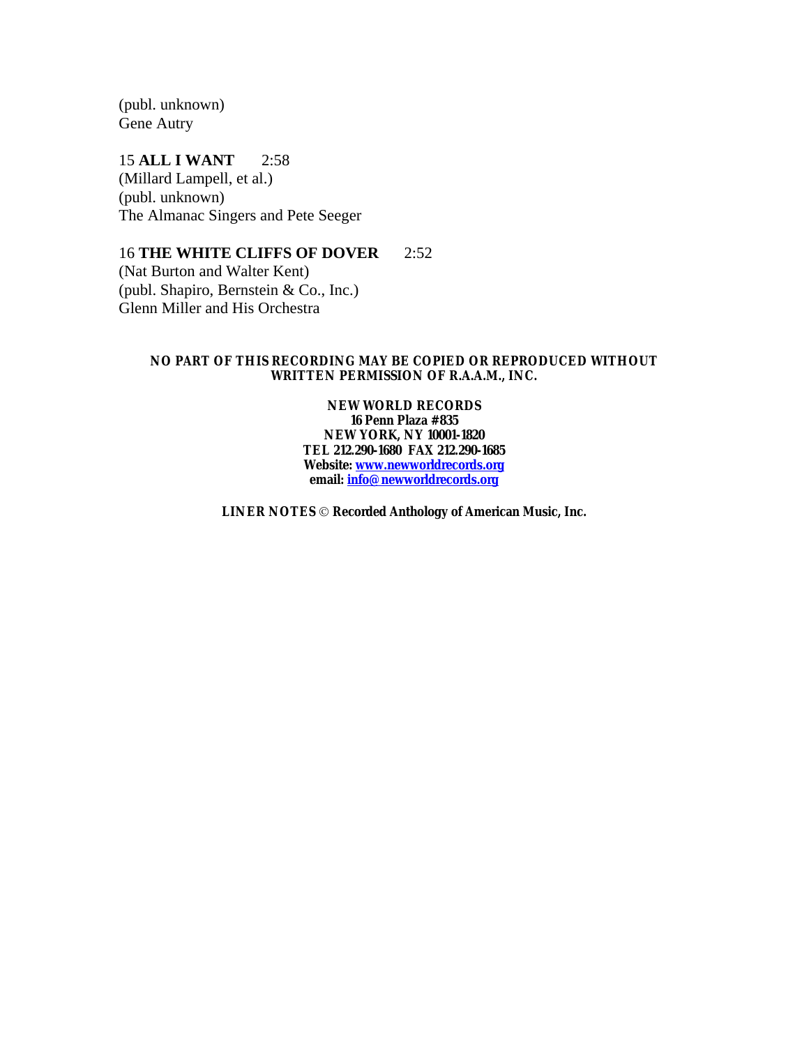(publ. unknown)
Gene Autry

15 **ALL I WANT** 2:58
(Millard Lampell, et al.)
(publ. unknown)
The Almanac Singers and Pete Seeger

16 **THE WHITE CLIFFS OF DOVER** 2:52
(Nat Burton and Walter Kent)
(publ. Shapiro, Bernstein & Co., Inc.)
Glenn Miller and His Orchestra

**NO PART OF THIS RECORDING MAY BE COPIED OR REPRODUCED WITHOUT WRITTEN PERMISSION OF R.A.A.M., INC.**

**NEW WORLD RECORDS**
**16 Penn Plaza #835**
**NEW YORK, NY 10001-1820**
**TEL 212.290-1680 FAX 212.290-1685**
**Website: www.newworldrecords.org**
**email: info@newworldrecords.org**

**LINER NOTES © Recorded Anthology of American Music, Inc.**